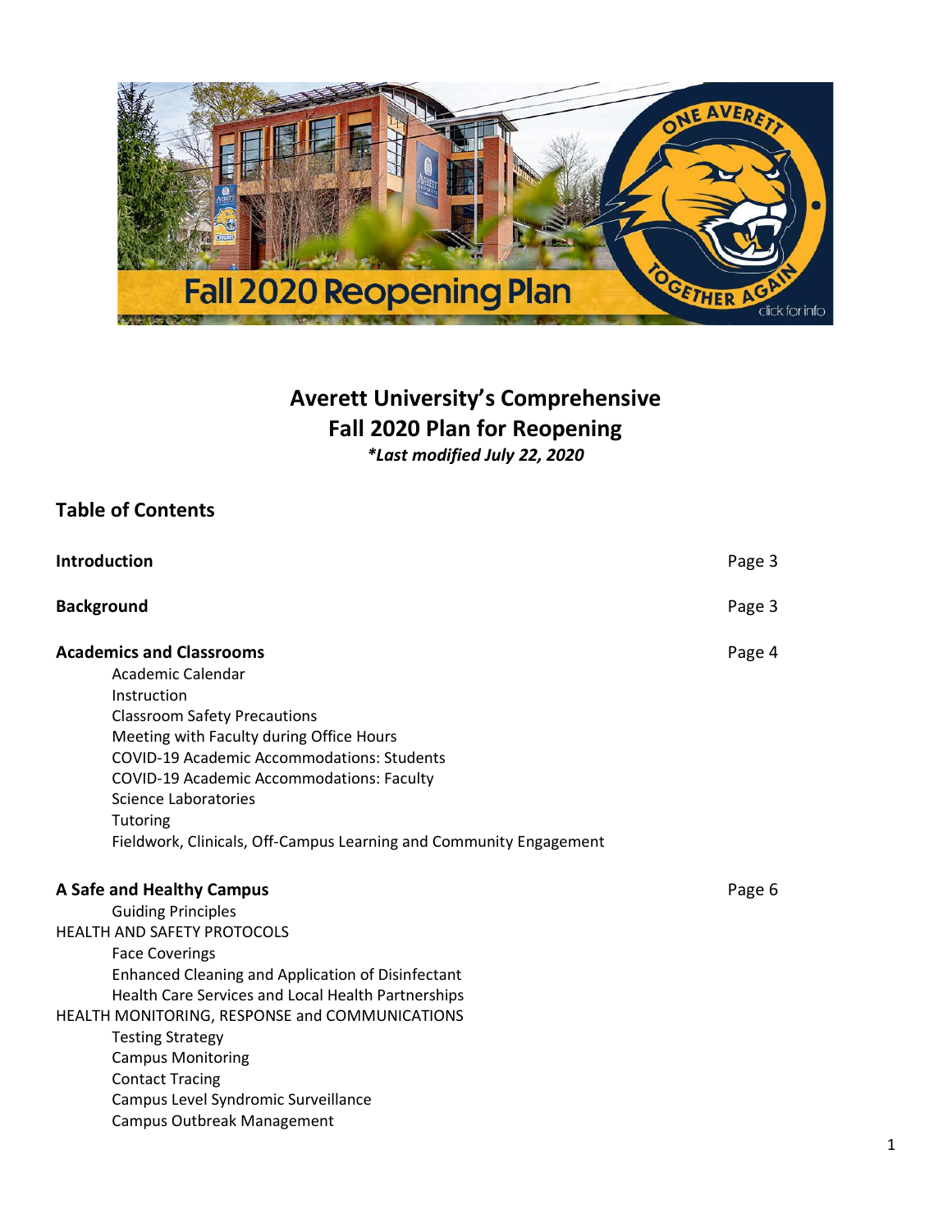# Averett University's Comprehensive Fall 2020 Plan for Reopening

***Last modified July 22, 2020*

## Table of Contents

| | |
|---|---|
| **Introduction** | Page 3 |
| **Background** | Page 3 |
| **Academics and Classrooms** | Page 4 |
| Academic Calendar | |
| Instruction | |
| Classroom Safety Precautions | |
| Meeting with Faculty during Office Hours | |
| COVID-19 Academic Accommodations: Students | |
| COVID-19 Academic Accommodations: Faculty | |
| Science Laboratories | |
| Tutoring | |
| Fieldwork, Clinicals, Off-Campus Learning and Community Engagement | |
| **A Safe and Healthy Campus** | Page 6 |
| Guiding Principles | |
| HEALTH AND SAFETY PROTOCOLS | |
| Face Coverings | |
| Enhanced Cleaning and Application of Disinfectant | |
| Health Care Services and Local Health Partnerships | |
| HEALTH MONITORING, RESPONSE and COMMUNICATIONS | |
| Testing Strategy | |
| Campus Monitoring | |
| Contact Tracing | |
| Campus Level Syndromic Surveillance | |
| Campus Outbreak Management | |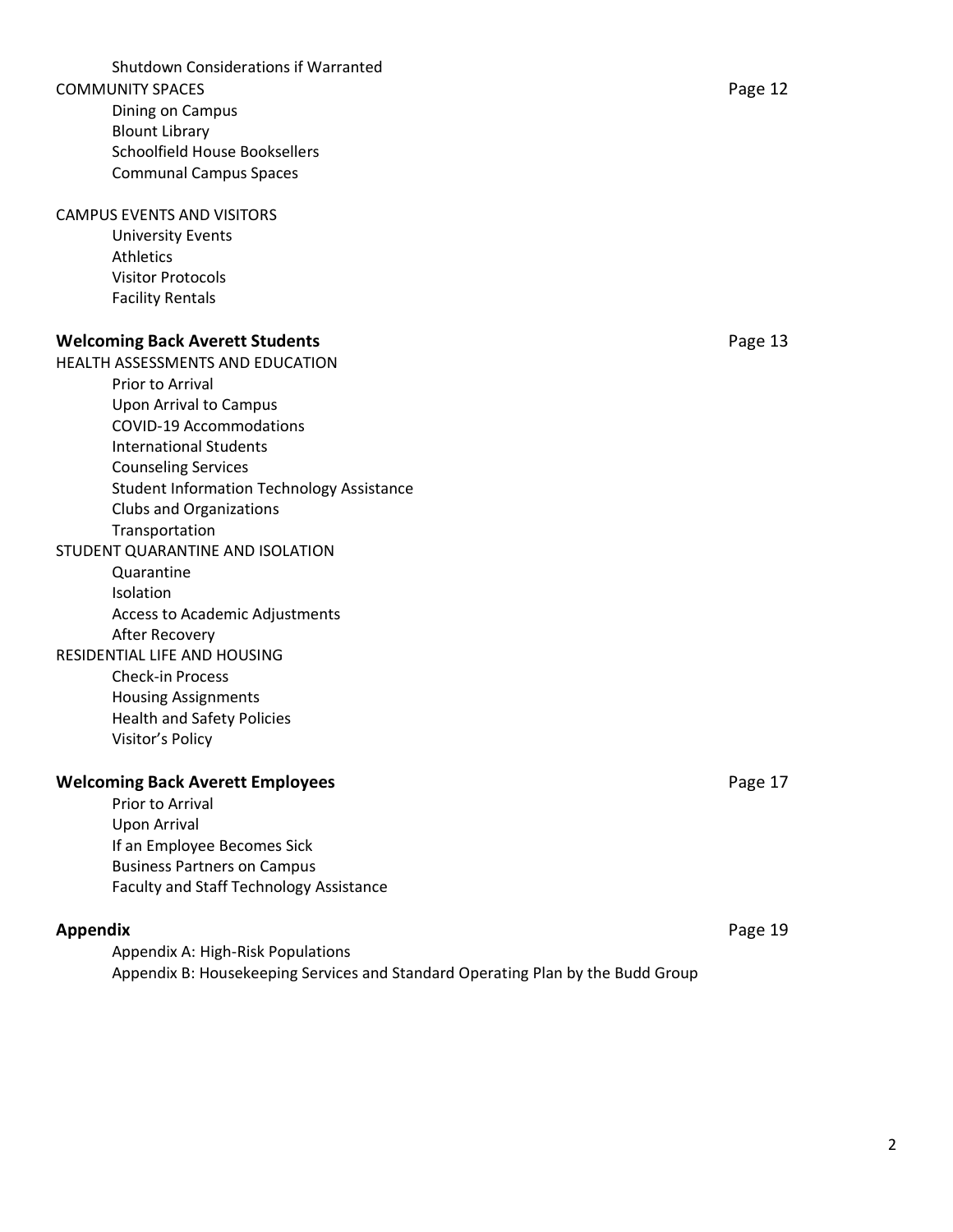Shutdown Considerations if Warranted

COMMUNITY SPACES — Page 12

- Dining on Campus
- Blount Library
- Schoolfield House Booksellers
- Communal Campus Spaces

CAMPUS EVENTS AND VISITORS

- University Events
- Athletics
- Visitor Protocols
- Facility Rentals

**Welcoming Back Averett Students** — Page 13

HEALTH ASSESSMENTS AND EDUCATION

- Prior to Arrival
- Upon Arrival to Campus
- COVID-19 Accommodations
- International Students
- Counseling Services
- Student Information Technology Assistance
- Clubs and Organizations
- Transportation

STUDENT QUARANTINE AND ISOLATION

- Quarantine
- Isolation
- Access to Academic Adjustments
- After Recovery

RESIDENTIAL LIFE AND HOUSING

- Check-in Process
- Housing Assignments
- Health and Safety Policies
- Visitor's Policy

**Welcoming Back Averett Employees** — Page 17

- Prior to Arrival
- Upon Arrival
- If an Employee Becomes Sick
- Business Partners on Campus
- Faculty and Staff Technology Assistance

**Appendix** — Page 19

- Appendix A: High-Risk Populations
- Appendix B: Housekeeping Services and Standard Operating Plan by the Budd Group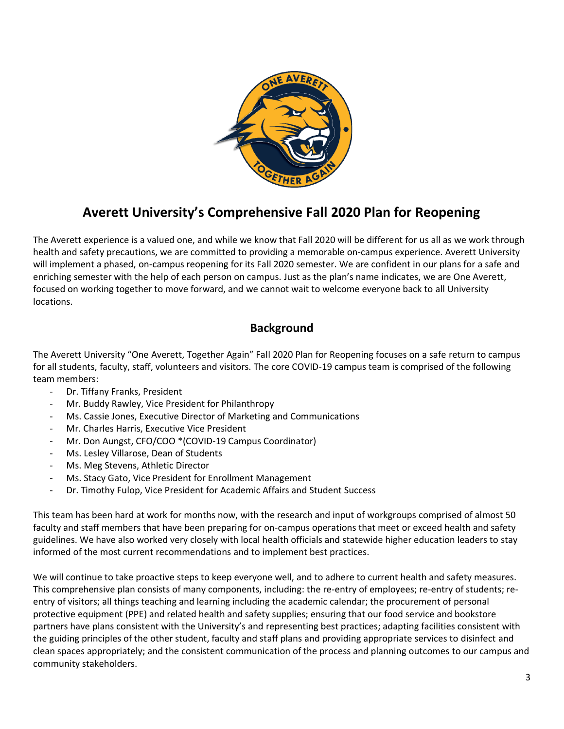# Averett University's Comprehensive Fall 2020 Plan for Reopening

The Averett experience is a valued one, and while we know that Fall 2020 will be different for us all as we work through health and safety precautions, we are committed to providing a memorable on-campus experience. Averett University will implement a phased, on-campus reopening for its Fall 2020 semester. We are confident in our plans for a safe and enriching semester with the help of each person on campus. Just as the plan's name indicates, we are One Averett, focused on working together to move forward, and we cannot wait to welcome everyone back to all University locations.

## Background

The Averett University "One Averett, Together Again" Fall 2020 Plan for Reopening focuses on a safe return to campus for all students, faculty, staff, volunteers and visitors. The core COVID-19 campus team is comprised of the following team members:

- Dr. Tiffany Franks, President
- Mr. Buddy Rawley, Vice President for Philanthropy
- Ms. Cassie Jones, Executive Director of Marketing and Communications
- Mr. Charles Harris, Executive Vice President
- Mr. Don Aungst, CFO/COO *(COVID-19 Campus Coordinator)
- Ms. Lesley Villarose, Dean of Students
- Ms. Meg Stevens, Athletic Director
- Ms. Stacy Gato, Vice President for Enrollment Management
- Dr. Timothy Fulop, Vice President for Academic Affairs and Student Success

This team has been hard at work for months now, with the research and input of workgroups comprised of almost 50 faculty and staff members that have been preparing for on-campus operations that meet or exceed health and safety guidelines. We have also worked very closely with local health officials and statewide higher education leaders to stay informed of the most current recommendations and to implement best practices.

We will continue to take proactive steps to keep everyone well, and to adhere to current health and safety measures. This comprehensive plan consists of many components, including: the re-entry of employees; re-entry of students; re-entry of visitors; all things teaching and learning including the academic calendar; the procurement of personal protective equipment (PPE) and related health and safety supplies; ensuring that our food service and bookstore partners have plans consistent with the University's and representing best practices; adapting facilities consistent with the guiding principles of the other student, faculty and staff plans and providing appropriate services to disinfect and clean spaces appropriately; and the consistent communication of the process and planning outcomes to our campus and community stakeholders.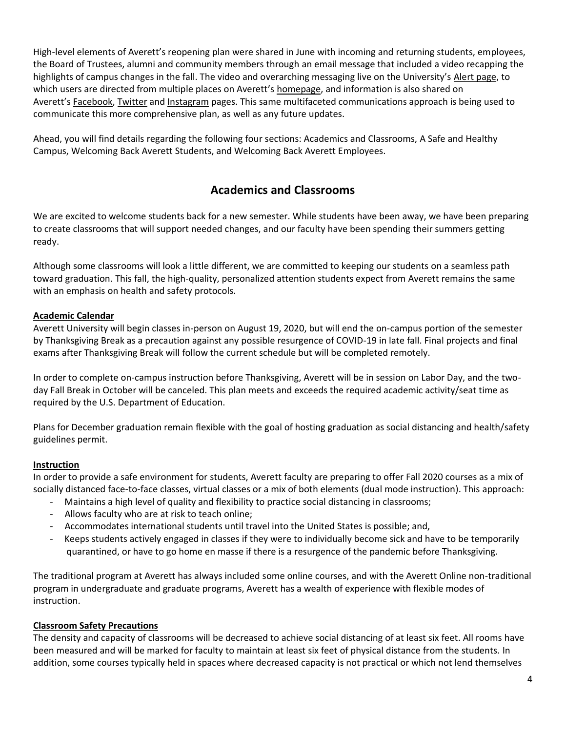High-level elements of Averett's reopening plan were shared in June with incoming and returning students, employees, the Board of Trustees, alumni and community members through an email message that included a video recapping the highlights of campus changes in the fall. The video and overarching messaging live on the University's Alert page, to which users are directed from multiple places on Averett's homepage, and information is also shared on Averett's Facebook, Twitter and Instagram pages. This same multifaceted communications approach is being used to communicate this more comprehensive plan, as well as any future updates.

Ahead, you will find details regarding the following four sections: Academics and Classrooms, A Safe and Healthy Campus, Welcoming Back Averett Students, and Welcoming Back Averett Employees.

## Academics and Classrooms

We are excited to welcome students back for a new semester. While students have been away, we have been preparing to create classrooms that will support needed changes, and our faculty have been spending their summers getting ready.

Although some classrooms will look a little different, we are committed to keeping our students on a seamless path toward graduation. This fall, the high-quality, personalized attention students expect from Averett remains the same with an emphasis on health and safety protocols.

### Academic Calendar

Averett University will begin classes in-person on August 19, 2020, but will end the on-campus portion of the semester by Thanksgiving Break as a precaution against any possible resurgence of COVID-19 in late fall. Final projects and final exams after Thanksgiving Break will follow the current schedule but will be completed remotely.

In order to complete on-campus instruction before Thanksgiving, Averett will be in session on Labor Day, and the two-day Fall Break in October will be canceled. This plan meets and exceeds the required academic activity/seat time as required by the U.S. Department of Education.

Plans for December graduation remain flexible with the goal of hosting graduation as social distancing and health/safety guidelines permit.

### Instruction

In order to provide a safe environment for students, Averett faculty are preparing to offer Fall 2020 courses as a mix of socially distanced face-to-face classes, virtual classes or a mix of both elements (dual mode instruction). This approach:

- Maintains a high level of quality and flexibility to practice social distancing in classrooms;
- Allows faculty who are at risk to teach online;
- Accommodates international students until travel into the United States is possible; and,
- Keeps students actively engaged in classes if they were to individually become sick and have to be temporarily quarantined, or have to go home en masse if there is a resurgence of the pandemic before Thanksgiving.

The traditional program at Averett has always included some online courses, and with the Averett Online non-traditional program in undergraduate and graduate programs, Averett has a wealth of experience with flexible modes of instruction.

### Classroom Safety Precautions

The density and capacity of classrooms will be decreased to achieve social distancing of at least six feet. All rooms have been measured and will be marked for faculty to maintain at least six feet of physical distance from the students. In addition, some courses typically held in spaces where decreased capacity is not practical or which not lend themselves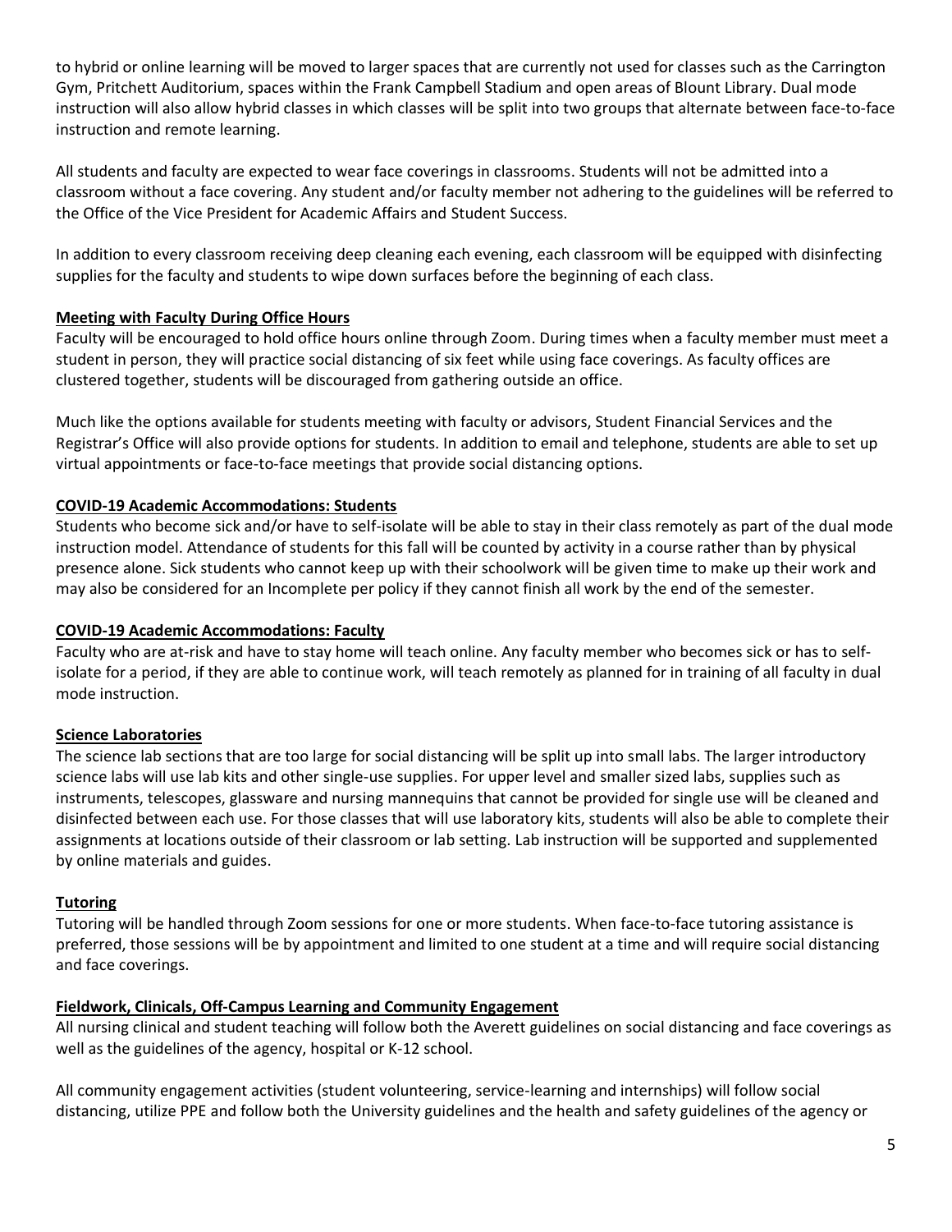to hybrid or online learning will be moved to larger spaces that are currently not used for classes such as the Carrington Gym, Pritchett Auditorium, spaces within the Frank Campbell Stadium and open areas of Blount Library. Dual mode instruction will also allow hybrid classes in which classes will be split into two groups that alternate between face-to-face instruction and remote learning.

All students and faculty are expected to wear face coverings in classrooms. Students will not be admitted into a classroom without a face covering. Any student and/or faculty member not adhering to the guidelines will be referred to the Office of the Vice President for Academic Affairs and Student Success.

In addition to every classroom receiving deep cleaning each evening, each classroom will be equipped with disinfecting supplies for the faculty and students to wipe down surfaces before the beginning of each class.

**Meeting with Faculty During Office Hours**

Faculty will be encouraged to hold office hours online through Zoom. During times when a faculty member must meet a student in person, they will practice social distancing of six feet while using face coverings. As faculty offices are clustered together, students will be discouraged from gathering outside an office.

Much like the options available for students meeting with faculty or advisors, Student Financial Services and the Registrar's Office will also provide options for students. In addition to email and telephone, students are able to set up virtual appointments or face-to-face meetings that provide social distancing options.

**COVID-19 Academic Accommodations: Students**

Students who become sick and/or have to self-isolate will be able to stay in their class remotely as part of the dual mode instruction model. Attendance of students for this fall will be counted by activity in a course rather than by physical presence alone. Sick students who cannot keep up with their schoolwork will be given time to make up their work and may also be considered for an Incomplete per policy if they cannot finish all work by the end of the semester.

**COVID-19 Academic Accommodations: Faculty**

Faculty who are at-risk and have to stay home will teach online. Any faculty member who becomes sick or has to self-isolate for a period, if they are able to continue work, will teach remotely as planned for in training of all faculty in dual mode instruction.

**Science Laboratories**

The science lab sections that are too large for social distancing will be split up into small labs. The larger introductory science labs will use lab kits and other single-use supplies. For upper level and smaller sized labs, supplies such as instruments, telescopes, glassware and nursing mannequins that cannot be provided for single use will be cleaned and disinfected between each use. For those classes that will use laboratory kits, students will also be able to complete their assignments at locations outside of their classroom or lab setting. Lab instruction will be supported and supplemented by online materials and guides.

**Tutoring**

Tutoring will be handled through Zoom sessions for one or more students. When face-to-face tutoring assistance is preferred, those sessions will be by appointment and limited to one student at a time and will require social distancing and face coverings.

**Fieldwork, Clinicals, Off-Campus Learning and Community Engagement**

All nursing clinical and student teaching will follow both the Averett guidelines on social distancing and face coverings as well as the guidelines of the agency, hospital or K-12 school.

All community engagement activities (student volunteering, service-learning and internships) will follow social distancing, utilize PPE and follow both the University guidelines and the health and safety guidelines of the agency or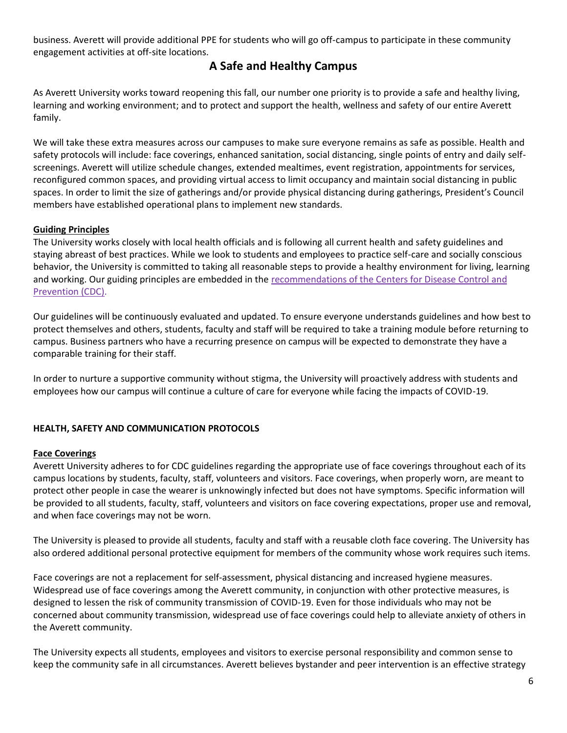business. Averett will provide additional PPE for students who will go off-campus to participate in these community engagement activities at off-site locations.

## A Safe and Healthy Campus

As Averett University works toward reopening this fall, our number one priority is to provide a safe and healthy living, learning and working environment; and to protect and support the health, wellness and safety of our entire Averett family.

We will take these extra measures across our campuses to make sure everyone remains as safe as possible. Health and safety protocols will include: face coverings, enhanced sanitation, social distancing, single points of entry and daily self-screenings. Averett will utilize schedule changes, extended mealtimes, event registration, appointments for services, reconfigured common spaces, and providing virtual access to limit occupancy and maintain social distancing in public spaces. In order to limit the size of gatherings and/or provide physical distancing during gatherings, President's Council members have established operational plans to implement new standards.

**Guiding Principles**

The University works closely with local health officials and is following all current health and safety guidelines and staying abreast of best practices. While we look to students and employees to practice self-care and socially conscious behavior, the University is committed to taking all reasonable steps to provide a healthy environment for living, learning and working. Our guiding principles are embedded in the recommendations of the Centers for Disease Control and Prevention (CDC).

Our guidelines will be continuously evaluated and updated. To ensure everyone understands guidelines and how best to protect themselves and others, students, faculty and staff will be required to take a training module before returning to campus. Business partners who have a recurring presence on campus will be expected to demonstrate they have a comparable training for their staff.

In order to nurture a supportive community without stigma, the University will proactively address with students and employees how our campus will continue a culture of care for everyone while facing the impacts of COVID-19.

### HEALTH, SAFETY AND COMMUNICATION PROTOCOLS

**Face Coverings**

Averett University adheres to for CDC guidelines regarding the appropriate use of face coverings throughout each of its campus locations by students, faculty, staff, volunteers and visitors. Face coverings, when properly worn, are meant to protect other people in case the wearer is unknowingly infected but does not have symptoms. Specific information will be provided to all students, faculty, staff, volunteers and visitors on face covering expectations, proper use and removal, and when face coverings may not be worn.

The University is pleased to provide all students, faculty and staff with a reusable cloth face covering. The University has also ordered additional personal protective equipment for members of the community whose work requires such items.

Face coverings are not a replacement for self-assessment, physical distancing and increased hygiene measures. Widespread use of face coverings among the Averett community, in conjunction with other protective measures, is designed to lessen the risk of community transmission of COVID-19. Even for those individuals who may not be concerned about community transmission, widespread use of face coverings could help to alleviate anxiety of others in the Averett community.

The University expects all students, employees and visitors to exercise personal responsibility and common sense to keep the community safe in all circumstances. Averett believes bystander and peer intervention is an effective strategy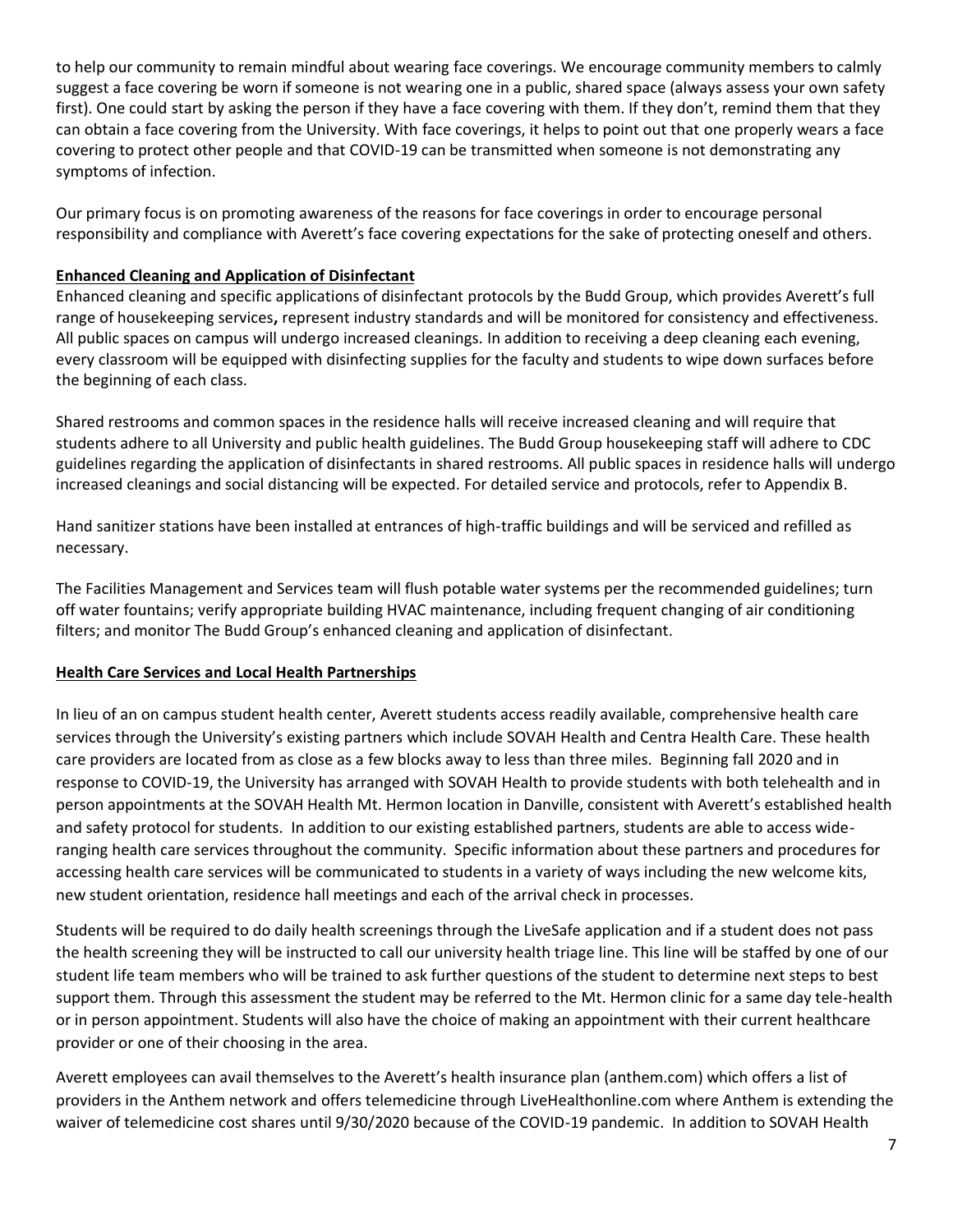to help our community to remain mindful about wearing face coverings. We encourage community members to calmly suggest a face covering be worn if someone is not wearing one in a public, shared space (always assess your own safety first). One could start by asking the person if they have a face covering with them. If they don't, remind them that they can obtain a face covering from the University. With face coverings, it helps to point out that one properly wears a face covering to protect other people and that COVID-19 can be transmitted when someone is not demonstrating any symptoms of infection.

Our primary focus is on promoting awareness of the reasons for face coverings in order to encourage personal responsibility and compliance with Averett's face covering expectations for the sake of protecting oneself and others.

**Enhanced Cleaning and Application of Disinfectant**

Enhanced cleaning and specific applications of disinfectant protocols by the Budd Group, which provides Averett's full range of housekeeping services**,** represent industry standards and will be monitored for consistency and effectiveness. All public spaces on campus will undergo increased cleanings. In addition to receiving a deep cleaning each evening, every classroom will be equipped with disinfecting supplies for the faculty and students to wipe down surfaces before the beginning of each class.

Shared restrooms and common spaces in the residence halls will receive increased cleaning and will require that students adhere to all University and public health guidelines. The Budd Group housekeeping staff will adhere to CDC guidelines regarding the application of disinfectants in shared restrooms. All public spaces in residence halls will undergo increased cleanings and social distancing will be expected. For detailed service and protocols, refer to Appendix B.

Hand sanitizer stations have been installed at entrances of high-traffic buildings and will be serviced and refilled as necessary.

The Facilities Management and Services team will flush potable water systems per the recommended guidelines; turn off water fountains; verify appropriate building HVAC maintenance, including frequent changing of air conditioning filters; and monitor The Budd Group's enhanced cleaning and application of disinfectant.

**Health Care Services and Local Health Partnerships**

In lieu of an on campus student health center, Averett students access readily available, comprehensive health care services through the University's existing partners which include SOVAH Health and Centra Health Care. These health care providers are located from as close as a few blocks away to less than three miles. Beginning fall 2020 and in response to COVID-19, the University has arranged with SOVAH Health to provide students with both telehealth and in person appointments at the SOVAH Health Mt. Hermon location in Danville, consistent with Averett's established health and safety protocol for students. In addition to our existing established partners, students are able to access wide-ranging health care services throughout the community. Specific information about these partners and procedures for accessing health care services will be communicated to students in a variety of ways including the new welcome kits, new student orientation, residence hall meetings and each of the arrival check in processes.

Students will be required to do daily health screenings through the LiveSafe application and if a student does not pass the health screening they will be instructed to call our university health triage line. This line will be staffed by one of our student life team members who will be trained to ask further questions of the student to determine next steps to best support them. Through this assessment the student may be referred to the Mt. Hermon clinic for a same day tele-health or in person appointment. Students will also have the choice of making an appointment with their current healthcare provider or one of their choosing in the area.

Averett employees can avail themselves to the Averett's health insurance plan (anthem.com) which offers a list of providers in the Anthem network and offers telemedicine through LiveHealthonline.com where Anthem is extending the waiver of telemedicine cost shares until 9/30/2020 because of the COVID-19 pandemic. In addition to SOVAH Health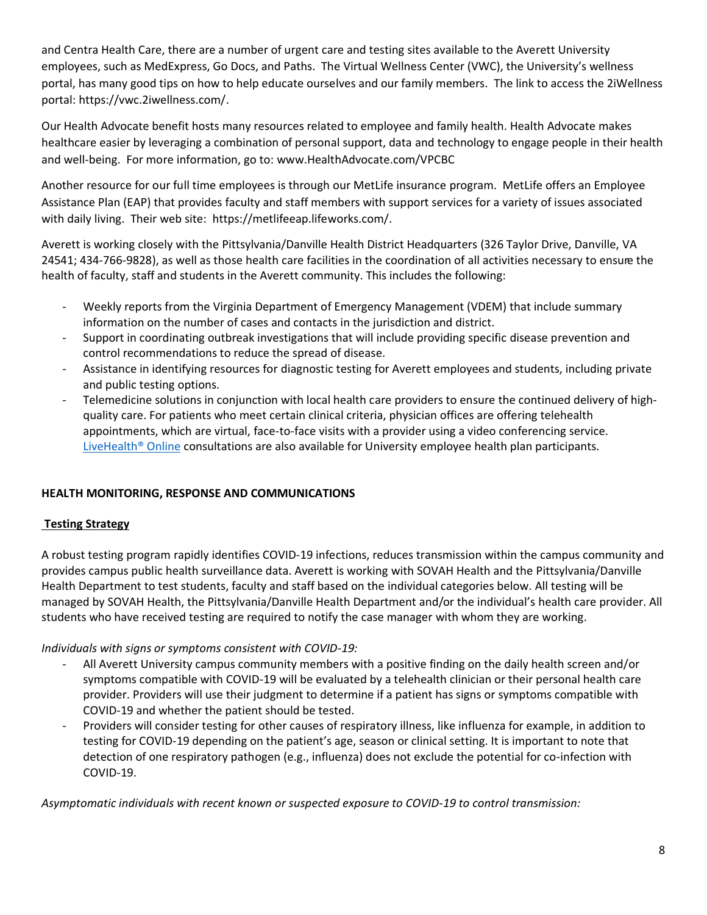and Centra Health Care, there are a number of urgent care and testing sites available to the Averett University employees, such as MedExpress, Go Docs, and Paths. The Virtual Wellness Center (VWC), the University's wellness portal, has many good tips on how to help educate ourselves and our family members. The link to access the 2iWellness portal: https://vwc.2iwellness.com/.

Our Health Advocate benefit hosts many resources related to employee and family health. Health Advocate makes healthcare easier by leveraging a combination of personal support, data and technology to engage people in their health and well-being. For more information, go to: www.HealthAdvocate.com/VPCBC

Another resource for our full time employees is through our MetLife insurance program. MetLife offers an Employee Assistance Plan (EAP) that provides faculty and staff members with support services for a variety of issues associated with daily living. Their web site: https://metlifeeap.lifeworks.com/.

Averett is working closely with the Pittsylvania/Danville Health District Headquarters (326 Taylor Drive, Danville, VA 24541; 434-766-9828), as well as those health care facilities in the coordination of all activities necessary to ensure the health of faculty, staff and students in the Averett community. This includes the following:

- Weekly reports from the Virginia Department of Emergency Management (VDEM) that include summary information on the number of cases and contacts in the jurisdiction and district.
- Support in coordinating outbreak investigations that will include providing specific disease prevention and control recommendations to reduce the spread of disease.
- Assistance in identifying resources for diagnostic testing for Averett employees and students, including private and public testing options.
- Telemedicine solutions in conjunction with local health care providers to ensure the continued delivery of high-quality care. For patients who meet certain clinical criteria, physician offices are offering telehealth appointments, which are virtual, face-to-face visits with a provider using a video conferencing service. LiveHealth® Online consultations are also available for University employee health plan participants.

**HEALTH MONITORING, RESPONSE AND COMMUNICATIONS**

**Testing Strategy**

A robust testing program rapidly identifies COVID-19 infections, reduces transmission within the campus community and provides campus public health surveillance data. Averett is working with SOVAH Health and the Pittsylvania/Danville Health Department to test students, faculty and staff based on the individual categories below. All testing will be managed by SOVAH Health, the Pittsylvania/Danville Health Department and/or the individual's health care provider. All students who have received testing are required to notify the case manager with whom they are working.

*Individuals with signs or symptoms consistent with COVID-19:*

- All Averett University campus community members with a positive finding on the daily health screen and/or symptoms compatible with COVID-19 will be evaluated by a telehealth clinician or their personal health care provider. Providers will use their judgment to determine if a patient has signs or symptoms compatible with COVID-19 and whether the patient should be tested.
- Providers will consider testing for other causes of respiratory illness, like influenza for example, in addition to testing for COVID-19 depending on the patient's age, season or clinical setting. It is important to note that detection of one respiratory pathogen (e.g., influenza) does not exclude the potential for co-infection with COVID-19.

*Asymptomatic individuals with recent known or suspected exposure to COVID-19 to control transmission:*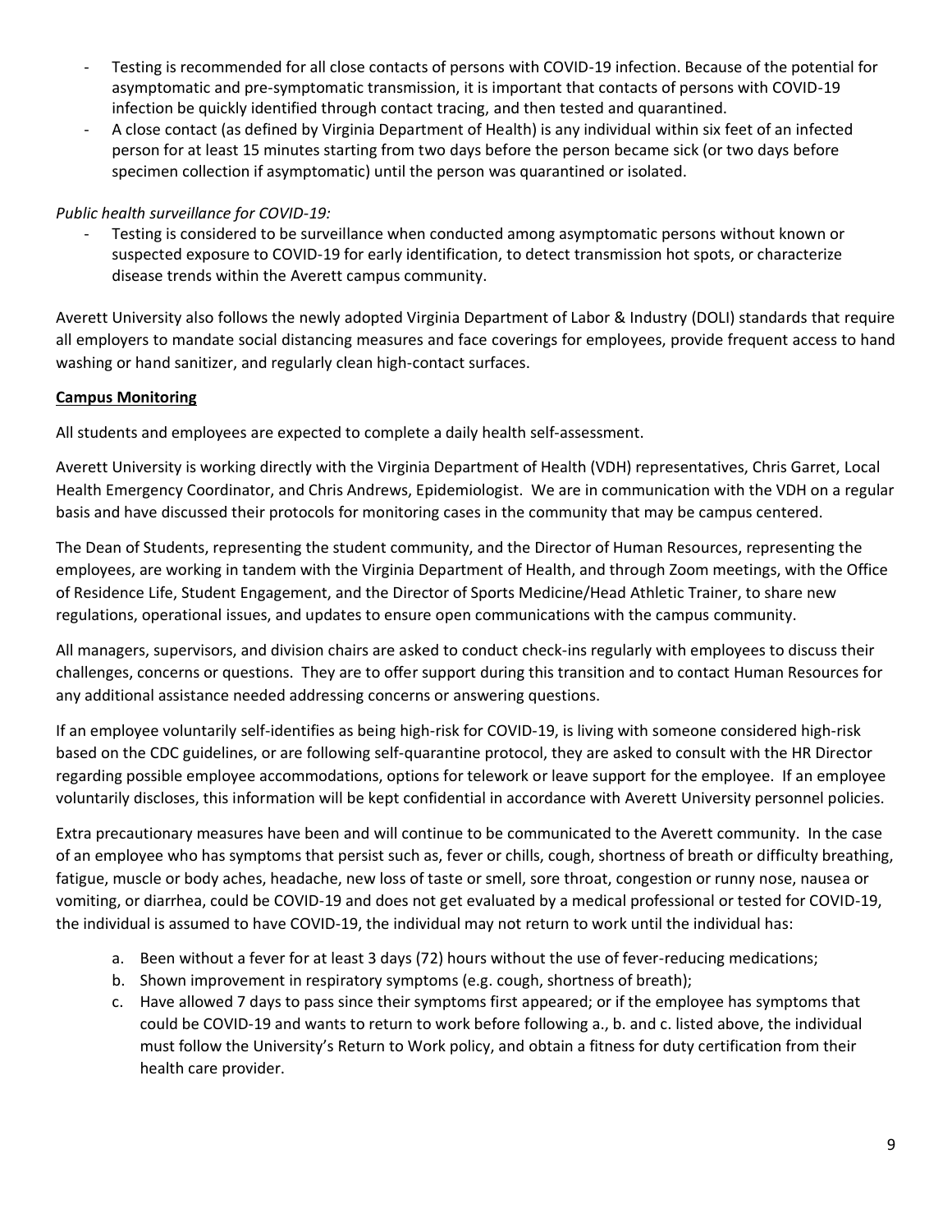- Testing is recommended for all close contacts of persons with COVID-19 infection. Because of the potential for asymptomatic and pre-symptomatic transmission, it is important that contacts of persons with COVID-19 infection be quickly identified through contact tracing, and then tested and quarantined.
- A close contact (as defined by Virginia Department of Health) is any individual within six feet of an infected person for at least 15 minutes starting from two days before the person became sick (or two days before specimen collection if asymptomatic) until the person was quarantined or isolated.

*Public health surveillance for COVID-19:*

- Testing is considered to be surveillance when conducted among asymptomatic persons without known or suspected exposure to COVID-19 for early identification, to detect transmission hot spots, or characterize disease trends within the Averett campus community.

Averett University also follows the newly adopted Virginia Department of Labor & Industry (DOLI) standards that require all employers to mandate social distancing measures and face coverings for employees, provide frequent access to hand washing or hand sanitizer, and regularly clean high-contact surfaces.

**Campus Monitoring**

All students and employees are expected to complete a daily health self-assessment.

Averett University is working directly with the Virginia Department of Health (VDH) representatives, Chris Garret, Local Health Emergency Coordinator, and Chris Andrews, Epidemiologist. We are in communication with the VDH on a regular basis and have discussed their protocols for monitoring cases in the community that may be campus centered.

The Dean of Students, representing the student community, and the Director of Human Resources, representing the employees, are working in tandem with the Virginia Department of Health, and through Zoom meetings, with the Office of Residence Life, Student Engagement, and the Director of Sports Medicine/Head Athletic Trainer, to share new regulations, operational issues, and updates to ensure open communications with the campus community.

All managers, supervisors, and division chairs are asked to conduct check-ins regularly with employees to discuss their challenges, concerns or questions. They are to offer support during this transition and to contact Human Resources for any additional assistance needed addressing concerns or answering questions.

If an employee voluntarily self-identifies as being high-risk for COVID-19, is living with someone considered high-risk based on the CDC guidelines, or are following self-quarantine protocol, they are asked to consult with the HR Director regarding possible employee accommodations, options for telework or leave support for the employee. If an employee voluntarily discloses, this information will be kept confidential in accordance with Averett University personnel policies.

Extra precautionary measures have been and will continue to be communicated to the Averett community. In the case of an employee who has symptoms that persist such as, fever or chills, cough, shortness of breath or difficulty breathing, fatigue, muscle or body aches, headache, new loss of taste or smell, sore throat, congestion or runny nose, nausea or vomiting, or diarrhea, could be COVID-19 and does not get evaluated by a medical professional or tested for COVID-19, the individual is assumed to have COVID-19, the individual may not return to work until the individual has:

a. Been without a fever for at least 3 days (72) hours without the use of fever-reducing medications;
b. Shown improvement in respiratory symptoms (e.g. cough, shortness of breath);
c. Have allowed 7 days to pass since their symptoms first appeared; or if the employee has symptoms that could be COVID-19 and wants to return to work before following a., b. and c. listed above, the individual must follow the University's Return to Work policy, and obtain a fitness for duty certification from their health care provider.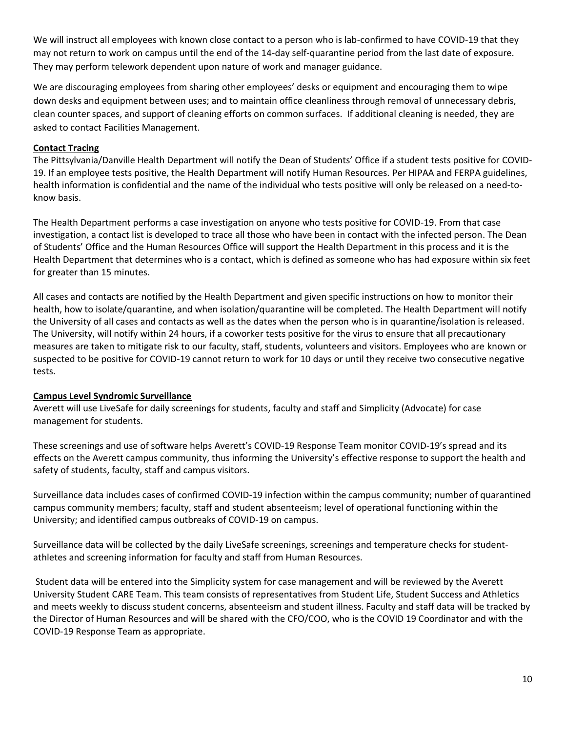We will instruct all employees with known close contact to a person who is lab-confirmed to have COVID-19 that they may not return to work on campus until the end of the 14-day self-quarantine period from the last date of exposure. They may perform telework dependent upon nature of work and manager guidance.

We are discouraging employees from sharing other employees' desks or equipment and encouraging them to wipe down desks and equipment between uses; and to maintain office cleanliness through removal of unnecessary debris, clean counter spaces, and support of cleaning efforts on common surfaces. If additional cleaning is needed, they are asked to contact Facilities Management.

**Contact Tracing**

The Pittsylvania/Danville Health Department will notify the Dean of Students' Office if a student tests positive for COVID-19. If an employee tests positive, the Health Department will notify Human Resources. Per HIPAA and FERPA guidelines, health information is confidential and the name of the individual who tests positive will only be released on a need-to-know basis.

The Health Department performs a case investigation on anyone who tests positive for COVID-19. From that case investigation, a contact list is developed to trace all those who have been in contact with the infected person. The Dean of Students' Office and the Human Resources Office will support the Health Department in this process and it is the Health Department that determines who is a contact, which is defined as someone who has had exposure within six feet for greater than 15 minutes.

All cases and contacts are notified by the Health Department and given specific instructions on how to monitor their health, how to isolate/quarantine, and when isolation/quarantine will be completed. The Health Department will notify the University of all cases and contacts as well as the dates when the person who is in quarantine/isolation is released. The University, will notify within 24 hours, if a coworker tests positive for the virus to ensure that all precautionary measures are taken to mitigate risk to our faculty, staff, students, volunteers and visitors. Employees who are known or suspected to be positive for COVID-19 cannot return to work for 10 days or until they receive two consecutive negative tests.

**Campus Level Syndromic Surveillance**

Averett will use LiveSafe for daily screenings for students, faculty and staff and Simplicity (Advocate) for case management for students.

These screenings and use of software helps Averett's COVID-19 Response Team monitor COVID-19's spread and its effects on the Averett campus community, thus informing the University's effective response to support the health and safety of students, faculty, staff and campus visitors.

Surveillance data includes cases of confirmed COVID-19 infection within the campus community; number of quarantined campus community members; faculty, staff and student absenteeism; level of operational functioning within the University; and identified campus outbreaks of COVID-19 on campus.

Surveillance data will be collected by the daily LiveSafe screenings, screenings and temperature checks for student-athletes and screening information for faculty and staff from Human Resources.

Student data will be entered into the Simplicity system for case management and will be reviewed by the Averett University Student CARE Team. This team consists of representatives from Student Life, Student Success and Athletics and meets weekly to discuss student concerns, absenteeism and student illness. Faculty and staff data will be tracked by the Director of Human Resources and will be shared with the CFO/COO, who is the COVID 19 Coordinator and with the COVID-19 Response Team as appropriate.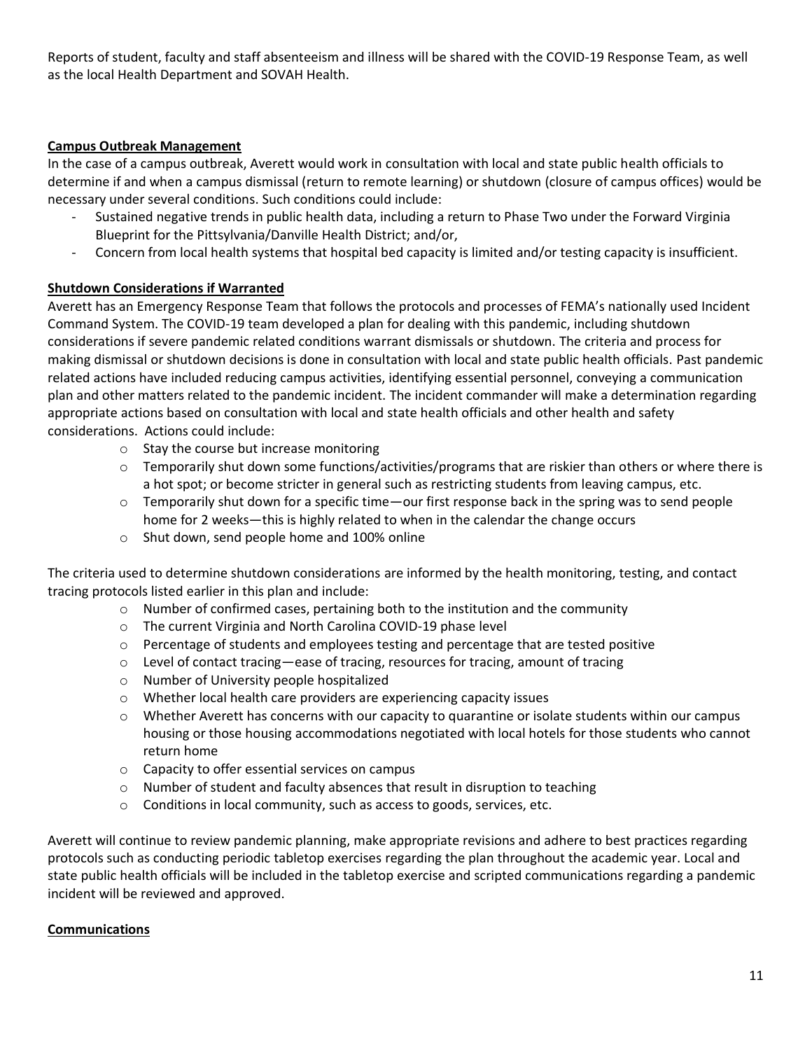Reports of student, faculty and staff absenteeism and illness will be shared with the COVID-19 Response Team, as well as the local Health Department and SOVAH Health.

**Campus Outbreak Management**

In the case of a campus outbreak, Averett would work in consultation with local and state public health officials to determine if and when a campus dismissal (return to remote learning) or shutdown (closure of campus offices) would be necessary under several conditions. Such conditions could include:

- Sustained negative trends in public health data, including a return to Phase Two under the Forward Virginia Blueprint for the Pittsylvania/Danville Health District; and/or,
- Concern from local health systems that hospital bed capacity is limited and/or testing capacity is insufficient.

**Shutdown Considerations if Warranted**

Averett has an Emergency Response Team that follows the protocols and processes of FEMA's nationally used Incident Command System. The COVID-19 team developed a plan for dealing with this pandemic, including shutdown considerations if severe pandemic related conditions warrant dismissals or shutdown. The criteria and process for making dismissal or shutdown decisions is done in consultation with local and state public health officials. Past pandemic related actions have included reducing campus activities, identifying essential personnel, conveying a communication plan and other matters related to the pandemic incident. The incident commander will make a determination regarding appropriate actions based on consultation with local and state health officials and other health and safety considerations. Actions could include:

- Stay the course but increase monitoring
- Temporarily shut down some functions/activities/programs that are riskier than others or where there is a hot spot; or become stricter in general such as restricting students from leaving campus, etc.
- Temporarily shut down for a specific time—our first response back in the spring was to send people home for 2 weeks—this is highly related to when in the calendar the change occurs
- Shut down, send people home and 100% online

The criteria used to determine shutdown considerations are informed by the health monitoring, testing, and contact tracing protocols listed earlier in this plan and include:

- Number of confirmed cases, pertaining both to the institution and the community
- The current Virginia and North Carolina COVID-19 phase level
- Percentage of students and employees testing and percentage that are tested positive
- Level of contact tracing—ease of tracing, resources for tracing, amount of tracing
- Number of University people hospitalized
- Whether local health care providers are experiencing capacity issues
- Whether Averett has concerns with our capacity to quarantine or isolate students within our campus housing or those housing accommodations negotiated with local hotels for those students who cannot return home
- Capacity to offer essential services on campus
- Number of student and faculty absences that result in disruption to teaching
- Conditions in local community, such as access to goods, services, etc.

Averett will continue to review pandemic planning, make appropriate revisions and adhere to best practices regarding protocols such as conducting periodic tabletop exercises regarding the plan throughout the academic year. Local and state public health officials will be included in the tabletop exercise and scripted communications regarding a pandemic incident will be reviewed and approved.

**Communications**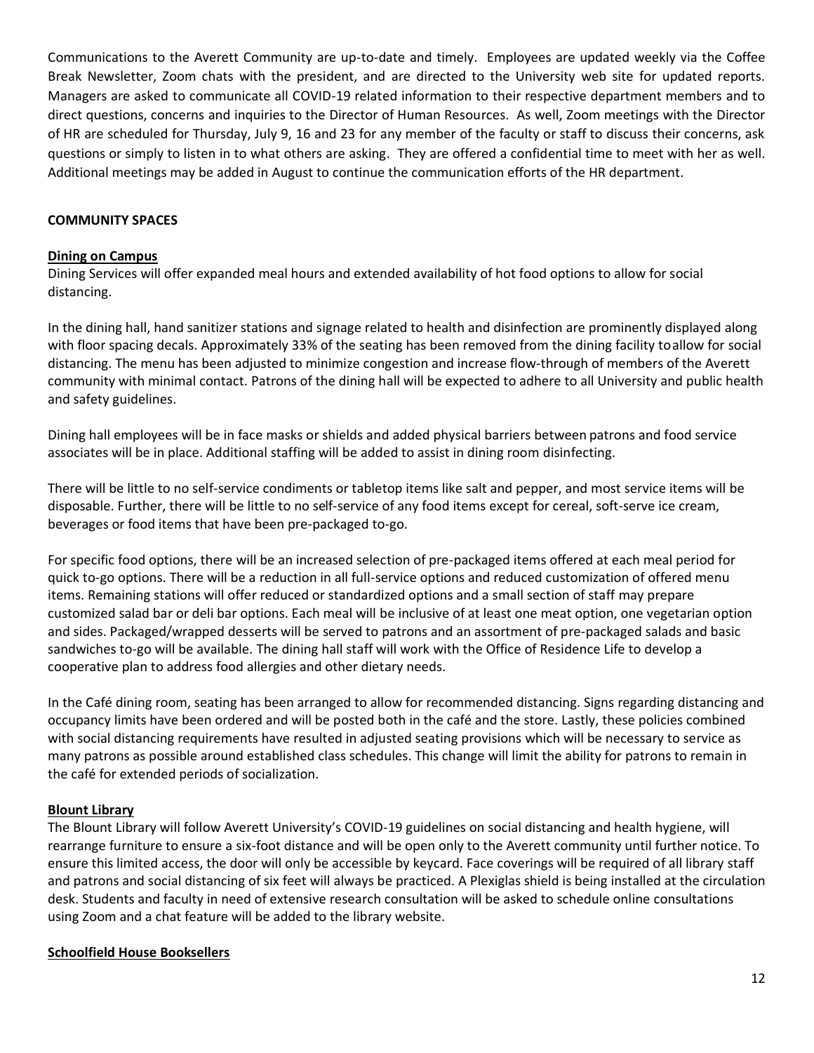Communications to the Averett Community are up-to-date and timely. Employees are updated weekly via the Coffee Break Newsletter, Zoom chats with the president, and are directed to the University web site for updated reports. Managers are asked to communicate all COVID-19 related information to their respective department members and to direct questions, concerns and inquiries to the Director of Human Resources. As well, Zoom meetings with the Director of HR are scheduled for Thursday, July 9, 16 and 23 for any member of the faculty or staff to discuss their concerns, ask questions or simply to listen in to what others are asking. They are offered a confidential time to meet with her as well. Additional meetings may be added in August to continue the communication efforts of the HR department.

## COMMUNITY SPACES

### Dining on Campus

Dining Services will offer expanded meal hours and extended availability of hot food options to allow for social distancing.

In the dining hall, hand sanitizer stations and signage related to health and disinfection are prominently displayed along with floor spacing decals. Approximately 33% of the seating has been removed from the dining facility to allow for social distancing. The menu has been adjusted to minimize congestion and increase flow-through of members of the Averett community with minimal contact. Patrons of the dining hall will be expected to adhere to all University and public health and safety guidelines.

Dining hall employees will be in face masks or shields and added physical barriers between patrons and food service associates will be in place. Additional staffing will be added to assist in dining room disinfecting.

There will be little to no self-service condiments or tabletop items like salt and pepper, and most service items will be disposable. Further, there will be little to no self-service of any food items except for cereal, soft-serve ice cream, beverages or food items that have been pre-packaged to-go.

For specific food options, there will be an increased selection of pre-packaged items offered at each meal period for quick to-go options. There will be a reduction in all full-service options and reduced customization of offered menu items. Remaining stations will offer reduced or standardized options and a small section of staff may prepare customized salad bar or deli bar options. Each meal will be inclusive of at least one meat option, one vegetarian option and sides. Packaged/wrapped desserts will be served to patrons and an assortment of pre-packaged salads and basic sandwiches to-go will be available. The dining hall staff will work with the Office of Residence Life to develop a cooperative plan to address food allergies and other dietary needs.

In the Café dining room, seating has been arranged to allow for recommended distancing. Signs regarding distancing and occupancy limits have been ordered and will be posted both in the café and the store. Lastly, these policies combined with social distancing requirements have resulted in adjusted seating provisions which will be necessary to service as many patrons as possible around established class schedules. This change will limit the ability for patrons to remain in the café for extended periods of socialization.

### Blount Library

The Blount Library will follow Averett University's COVID-19 guidelines on social distancing and health hygiene, will rearrange furniture to ensure a six-foot distance and will be open only to the Averett community until further notice. To ensure this limited access, the door will only be accessible by keycard. Face coverings will be required of all library staff and patrons and social distancing of six feet will always be practiced. A Plexiglas shield is being installed at the circulation desk. Students and faculty in need of extensive research consultation will be asked to schedule online consultations using Zoom and a chat feature will be added to the library website.

### Schoolfield House Booksellers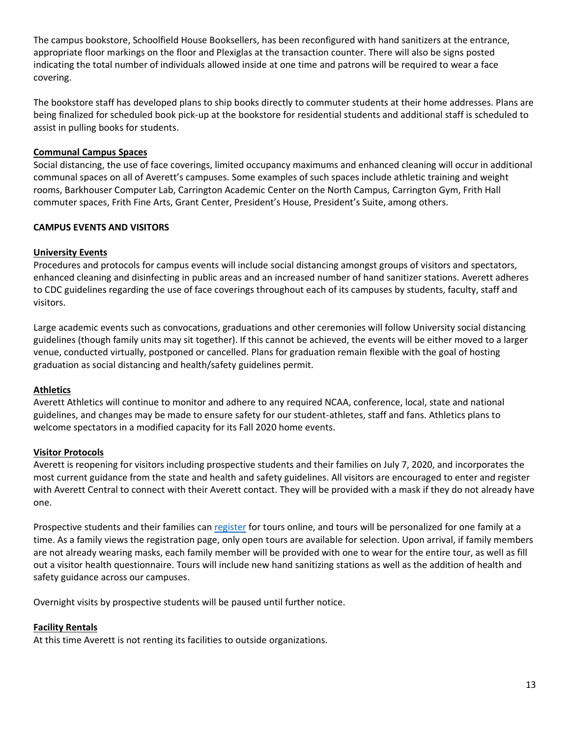The campus bookstore, Schoolfield House Booksellers, has been reconfigured with hand sanitizers at the entrance, appropriate floor markings on the floor and Plexiglas at the transaction counter. There will also be signs posted indicating the total number of individuals allowed inside at one time and patrons will be required to wear a face covering.

The bookstore staff has developed plans to ship books directly to commuter students at their home addresses. Plans are being finalized for scheduled book pick-up at the bookstore for residential students and additional staff is scheduled to assist in pulling books for students.

**Communal Campus Spaces**

Social distancing, the use of face coverings, limited occupancy maximums and enhanced cleaning will occur in additional communal spaces on all of Averett's campuses. Some examples of such spaces include athletic training and weight rooms, Barkhouser Computer Lab, Carrington Academic Center on the North Campus, Carrington Gym, Frith Hall commuter spaces, Frith Fine Arts, Grant Center, President's House, President's Suite, among others.

## CAMPUS EVENTS AND VISITORS

**University Events**

Procedures and protocols for campus events will include social distancing amongst groups of visitors and spectators, enhanced cleaning and disinfecting in public areas and an increased number of hand sanitizer stations. Averett adheres to CDC guidelines regarding the use of face coverings throughout each of its campuses by students, faculty, staff and visitors.

Large academic events such as convocations, graduations and other ceremonies will follow University social distancing guidelines (though family units may sit together). If this cannot be achieved, the events will be either moved to a larger venue, conducted virtually, postponed or cancelled. Plans for graduation remain flexible with the goal of hosting graduation as social distancing and health/safety guidelines permit.

**Athletics**

Averett Athletics will continue to monitor and adhere to any required NCAA, conference, local, state and national guidelines, and changes may be made to ensure safety for our student-athletes, staff and fans. Athletics plans to welcome spectators in a modified capacity for its Fall 2020 home events.

**Visitor Protocols**

Averett is reopening for visitors including prospective students and their families on July 7, 2020, and incorporates the most current guidance from the state and health and safety guidelines. All visitors are encouraged to enter and register with Averett Central to connect with their Averett contact. They will be provided with a mask if they do not already have one.

Prospective students and their families can register for tours online, and tours will be personalized for one family at a time. As a family views the registration page, only open tours are available for selection. Upon arrival, if family members are not already wearing masks, each family member will be provided with one to wear for the entire tour, as well as fill out a visitor health questionnaire. Tours will include new hand sanitizing stations as well as the addition of health and safety guidance across our campuses.

Overnight visits by prospective students will be paused until further notice.

**Facility Rentals**

At this time Averett is not renting its facilities to outside organizations.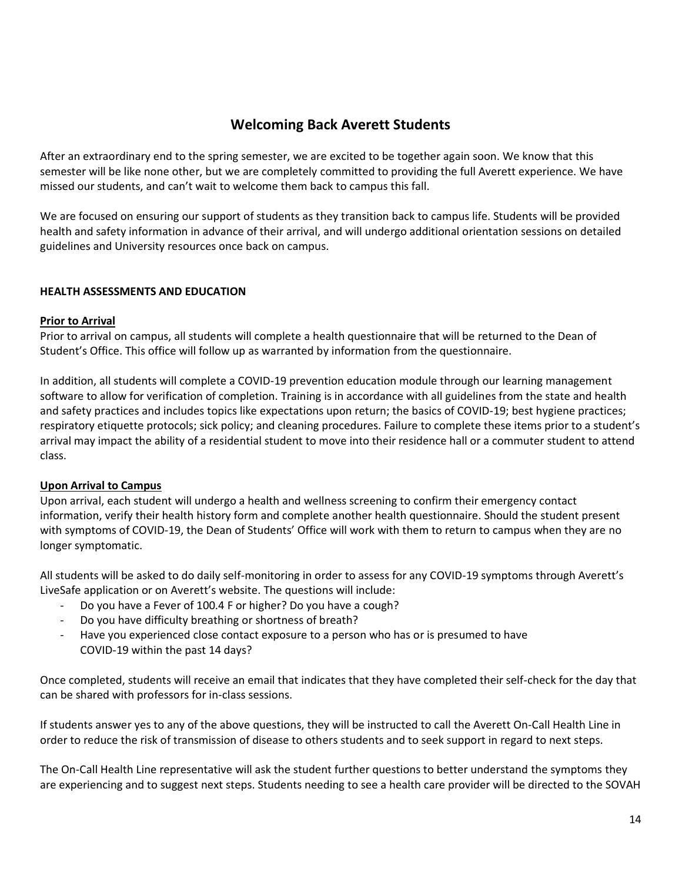## Welcoming Back Averett Students

After an extraordinary end to the spring semester, we are excited to be together again soon. We know that this semester will be like none other, but we are completely committed to providing the full Averett experience. We have missed our students, and can't wait to welcome them back to campus this fall.

We are focused on ensuring our support of students as they transition back to campus life. Students will be provided health and safety information in advance of their arrival, and will undergo additional orientation sessions on detailed guidelines and University resources once back on campus.

### HEALTH ASSESSMENTS AND EDUCATION

**Prior to Arrival**

Prior to arrival on campus, all students will complete a health questionnaire that will be returned to the Dean of Student's Office. This office will follow up as warranted by information from the questionnaire.

In addition, all students will complete a COVID-19 prevention education module through our learning management software to allow for verification of completion. Training is in accordance with all guidelines from the state and health and safety practices and includes topics like expectations upon return; the basics of COVID-19; best hygiene practices; respiratory etiquette protocols; sick policy; and cleaning procedures. Failure to complete these items prior to a student's arrival may impact the ability of a residential student to move into their residence hall or a commuter student to attend class.

**Upon Arrival to Campus**

Upon arrival, each student will undergo a health and wellness screening to confirm their emergency contact information, verify their health history form and complete another health questionnaire. Should the student present with symptoms of COVID-19, the Dean of Students' Office will work with them to return to campus when they are no longer symptomatic.

All students will be asked to do daily self-monitoring in order to assess for any COVID-19 symptoms through Averett's LiveSafe application or on Averett's website. The questions will include:

- Do you have a Fever of 100.4 F or higher? Do you have a cough?
- Do you have difficulty breathing or shortness of breath?
- Have you experienced close contact exposure to a person who has or is presumed to have COVID-19 within the past 14 days?

Once completed, students will receive an email that indicates that they have completed their self-check for the day that can be shared with professors for in-class sessions.

If students answer yes to any of the above questions, they will be instructed to call the Averett On-Call Health Line in order to reduce the risk of transmission of disease to others students and to seek support in regard to next steps.

The On-Call Health Line representative will ask the student further questions to better understand the symptoms they are experiencing and to suggest next steps. Students needing to see a health care provider will be directed to the SOVAH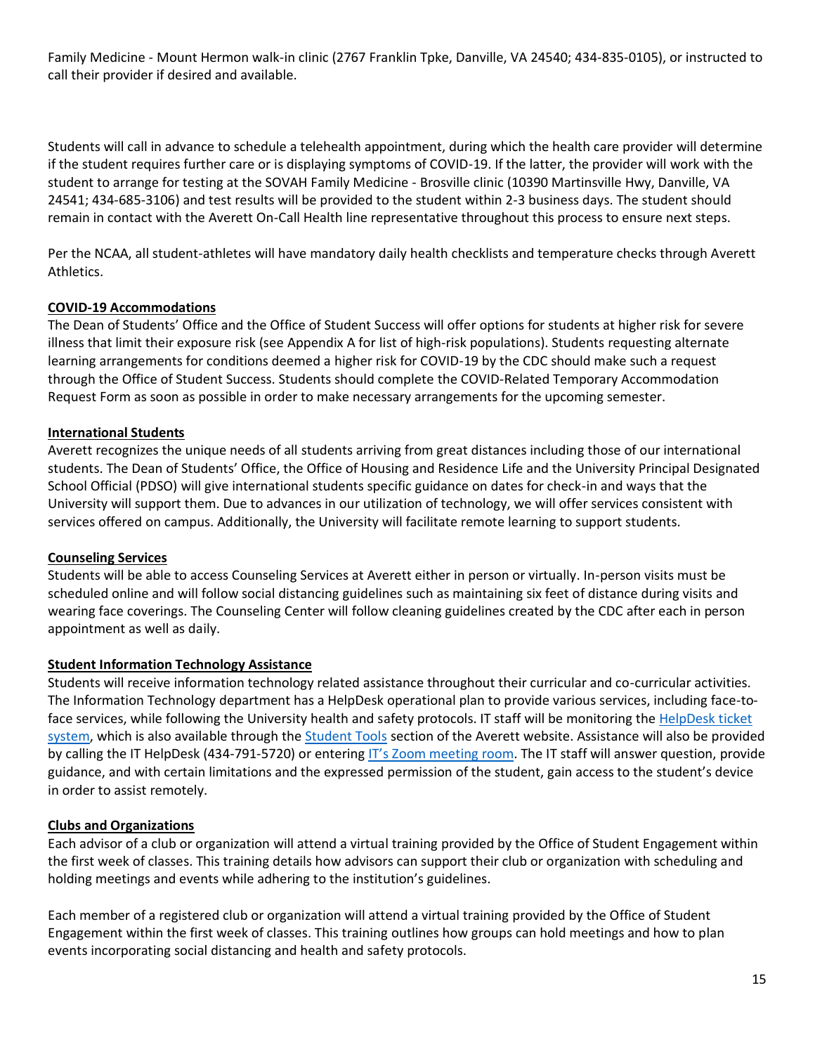Family Medicine - Mount Hermon walk-in clinic (2767 Franklin Tpke, Danville, VA 24540; 434-835-0105), or instructed to call their provider if desired and available.

Students will call in advance to schedule a telehealth appointment, during which the health care provider will determine if the student requires further care or is displaying symptoms of COVID-19. If the latter, the provider will work with the student to arrange for testing at the SOVAH Family Medicine - Brosville clinic (10390 Martinsville Hwy, Danville, VA 24541; 434-685-3106) and test results will be provided to the student within 2-3 business days. The student should remain in contact with the Averett On-Call Health line representative throughout this process to ensure next steps.

Per the NCAA, all student-athletes will have mandatory daily health checklists and temperature checks through Averett Athletics.

**COVID-19 Accommodations**

The Dean of Students' Office and the Office of Student Success will offer options for students at higher risk for severe illness that limit their exposure risk (see Appendix A for list of high-risk populations). Students requesting alternate learning arrangements for conditions deemed a higher risk for COVID-19 by the CDC should make such a request through the Office of Student Success. Students should complete the COVID-Related Temporary Accommodation Request Form as soon as possible in order to make necessary arrangements for the upcoming semester.

**International Students**

Averett recognizes the unique needs of all students arriving from great distances including those of our international students. The Dean of Students' Office, the Office of Housing and Residence Life and the University Principal Designated School Official (PDSO) will give international students specific guidance on dates for check-in and ways that the University will support them. Due to advances in our utilization of technology, we will offer services consistent with services offered on campus. Additionally, the University will facilitate remote learning to support students.

**Counseling Services**

Students will be able to access Counseling Services at Averett either in person or virtually. In-person visits must be scheduled online and will follow social distancing guidelines such as maintaining six feet of distance during visits and wearing face coverings. The Counseling Center will follow cleaning guidelines created by the CDC after each in person appointment as well as daily.

**Student Information Technology Assistance**

Students will receive information technology related assistance throughout their curricular and co-curricular activities. The Information Technology department has a HelpDesk operational plan to provide various services, including face-to-face services, while following the University health and safety protocols. IT staff will be monitoring the HelpDesk ticket system, which is also available through the Student Tools section of the Averett website. Assistance will also be provided by calling the IT HelpDesk (434-791-5720) or entering IT's Zoom meeting room. The IT staff will answer question, provide guidance, and with certain limitations and the expressed permission of the student, gain access to the student's device in order to assist remotely.

**Clubs and Organizations**

Each advisor of a club or organization will attend a virtual training provided by the Office of Student Engagement within the first week of classes. This training details how advisors can support their club or organization with scheduling and holding meetings and events while adhering to the institution's guidelines.

Each member of a registered club or organization will attend a virtual training provided by the Office of Student Engagement within the first week of classes. This training outlines how groups can hold meetings and how to plan events incorporating social distancing and health and safety protocols.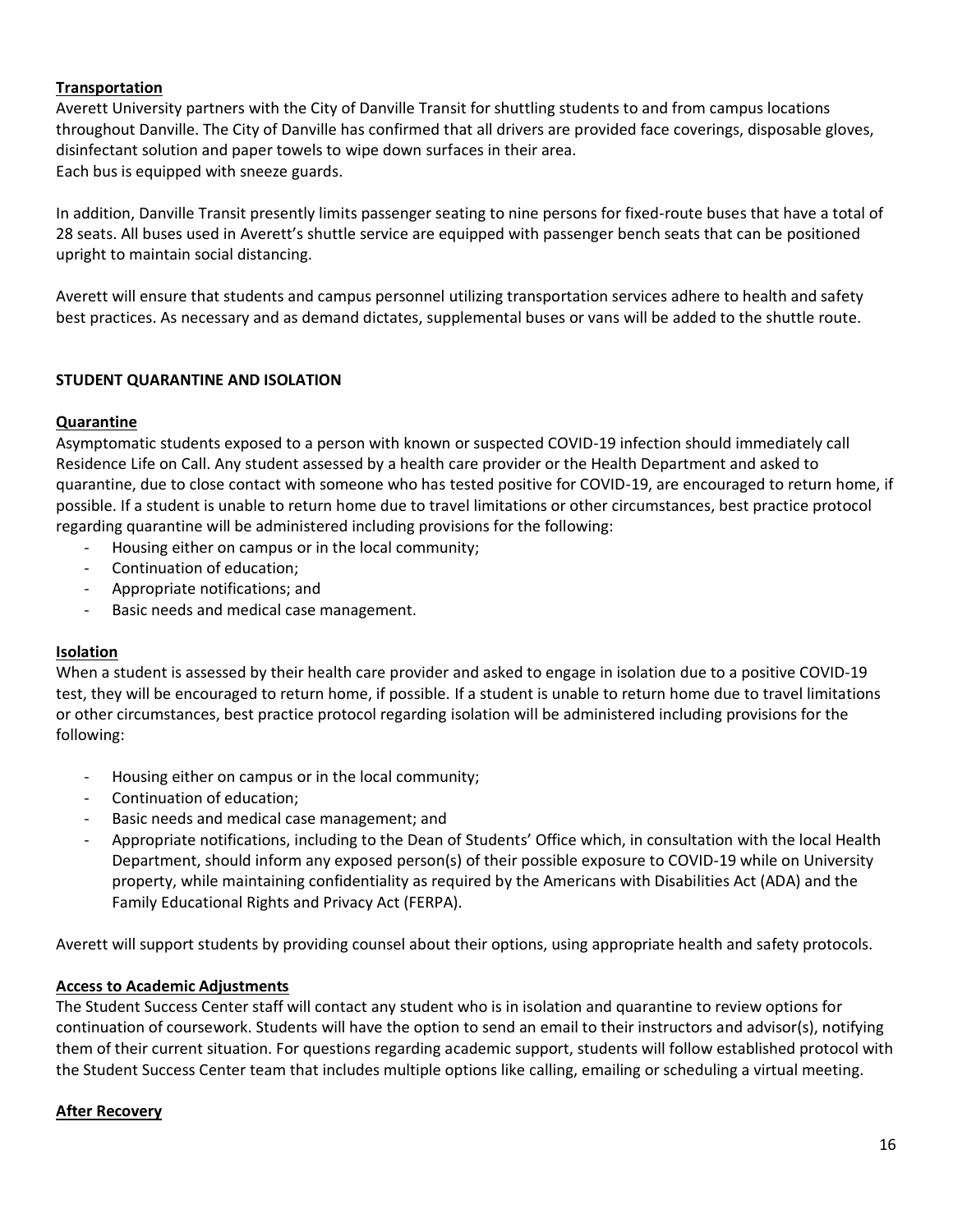**Transportation**

Averett University partners with the City of Danville Transit for shuttling students to and from campus locations throughout Danville. The City of Danville has confirmed that all drivers are provided face coverings, disposable gloves, disinfectant solution and paper towels to wipe down surfaces in their area.
Each bus is equipped with sneeze guards.

In addition, Danville Transit presently limits passenger seating to nine persons for fixed-route buses that have a total of 28 seats. All buses used in Averett's shuttle service are equipped with passenger bench seats that can be positioned upright to maintain social distancing.

Averett will ensure that students and campus personnel utilizing transportation services adhere to health and safety best practices. As necessary and as demand dictates, supplemental buses or vans will be added to the shuttle route.

**STUDENT QUARANTINE AND ISOLATION**

**Quarantine**

Asymptomatic students exposed to a person with known or suspected COVID-19 infection should immediately call Residence Life on Call. Any student assessed by a health care provider or the Health Department and asked to quarantine, due to close contact with someone who has tested positive for COVID-19, are encouraged to return home, if possible. If a student is unable to return home due to travel limitations or other circumstances, best practice protocol regarding quarantine will be administered including provisions for the following:

- Housing either on campus or in the local community;
- Continuation of education;
- Appropriate notifications; and
- Basic needs and medical case management.

**Isolation**

When a student is assessed by their health care provider and asked to engage in isolation due to a positive COVID-19 test, they will be encouraged to return home, if possible. If a student is unable to return home due to travel limitations or other circumstances, best practice protocol regarding isolation will be administered including provisions for the following:

- Housing either on campus or in the local community;
- Continuation of education;
- Basic needs and medical case management; and
- Appropriate notifications, including to the Dean of Students' Office which, in consultation with the local Health Department, should inform any exposed person(s) of their possible exposure to COVID-19 while on University property, while maintaining confidentiality as required by the Americans with Disabilities Act (ADA) and the Family Educational Rights and Privacy Act (FERPA).

Averett will support students by providing counsel about their options, using appropriate health and safety protocols.

**Access to Academic Adjustments**

The Student Success Center staff will contact any student who is in isolation and quarantine to review options for continuation of coursework. Students will have the option to send an email to their instructors and advisor(s), notifying them of their current situation. For questions regarding academic support, students will follow established protocol with the Student Success Center team that includes multiple options like calling, emailing or scheduling a virtual meeting.

**After Recovery**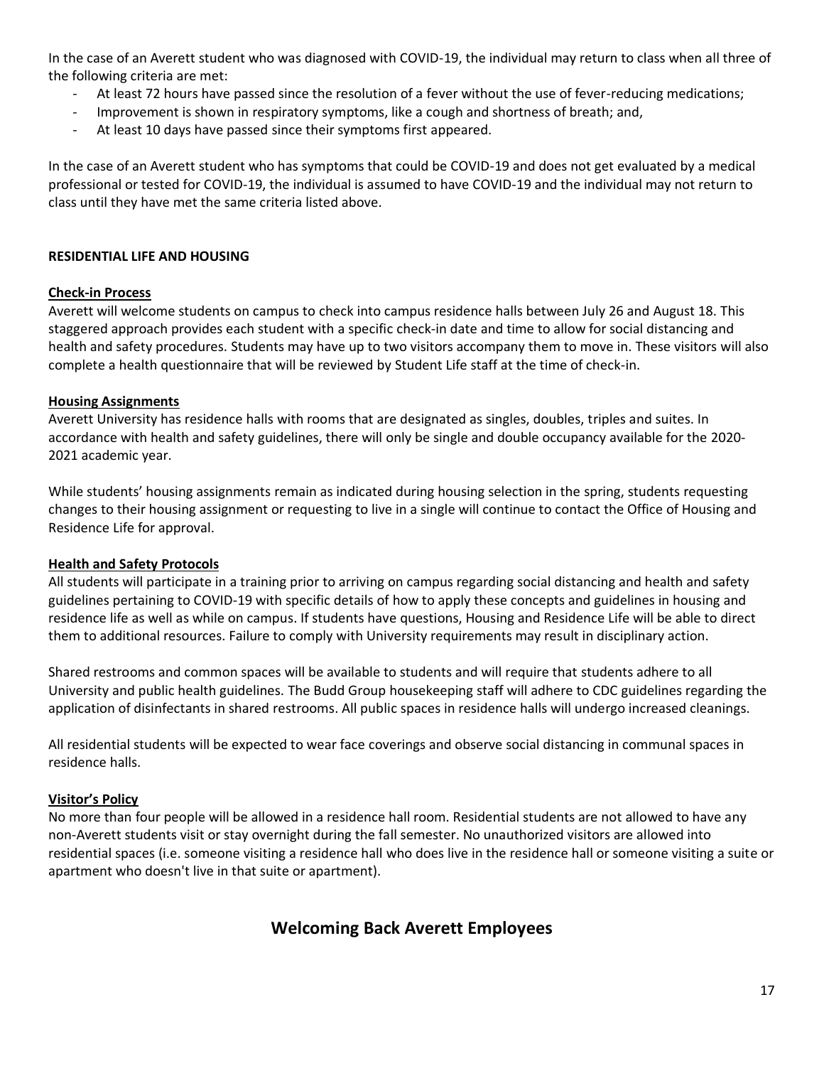In the case of an Averett student who was diagnosed with COVID-19, the individual may return to class when all three of the following criteria are met:

- At least 72 hours have passed since the resolution of a fever without the use of fever-reducing medications;
- Improvement is shown in respiratory symptoms, like a cough and shortness of breath; and,
- At least 10 days have passed since their symptoms first appeared.

In the case of an Averett student who has symptoms that could be COVID-19 and does not get evaluated by a medical professional or tested for COVID-19, the individual is assumed to have COVID-19 and the individual may not return to class until they have met the same criteria listed above.

**RESIDENTIAL LIFE AND HOUSING**

**Check-in Process**

Averett will welcome students on campus to check into campus residence halls between July 26 and August 18. This staggered approach provides each student with a specific check-in date and time to allow for social distancing and health and safety procedures. Students may have up to two visitors accompany them to move in. These visitors will also complete a health questionnaire that will be reviewed by Student Life staff at the time of check-in.

**Housing Assignments**

Averett University has residence halls with rooms that are designated as singles, doubles, triples and suites. In accordance with health and safety guidelines, there will only be single and double occupancy available for the 2020-2021 academic year.

While students' housing assignments remain as indicated during housing selection in the spring, students requesting changes to their housing assignment or requesting to live in a single will continue to contact the Office of Housing and Residence Life for approval.

**Health and Safety Protocols**

All students will participate in a training prior to arriving on campus regarding social distancing and health and safety guidelines pertaining to COVID-19 with specific details of how to apply these concepts and guidelines in housing and residence life as well as while on campus. If students have questions, Housing and Residence Life will be able to direct them to additional resources. Failure to comply with University requirements may result in disciplinary action.

Shared restrooms and common spaces will be available to students and will require that students adhere to all University and public health guidelines. The Budd Group housekeeping staff will adhere to CDC guidelines regarding the application of disinfectants in shared restrooms. All public spaces in residence halls will undergo increased cleanings.

All residential students will be expected to wear face coverings and observe social distancing in communal spaces in residence halls.

**Visitor's Policy**

No more than four people will be allowed in a residence hall room. Residential students are not allowed to have any non-Averett students visit or stay overnight during the fall semester. No unauthorized visitors are allowed into residential spaces (i.e. someone visiting a residence hall who does live in the residence hall or someone visiting a suite or apartment who doesn't live in that suite or apartment).

## Welcoming Back Averett Employees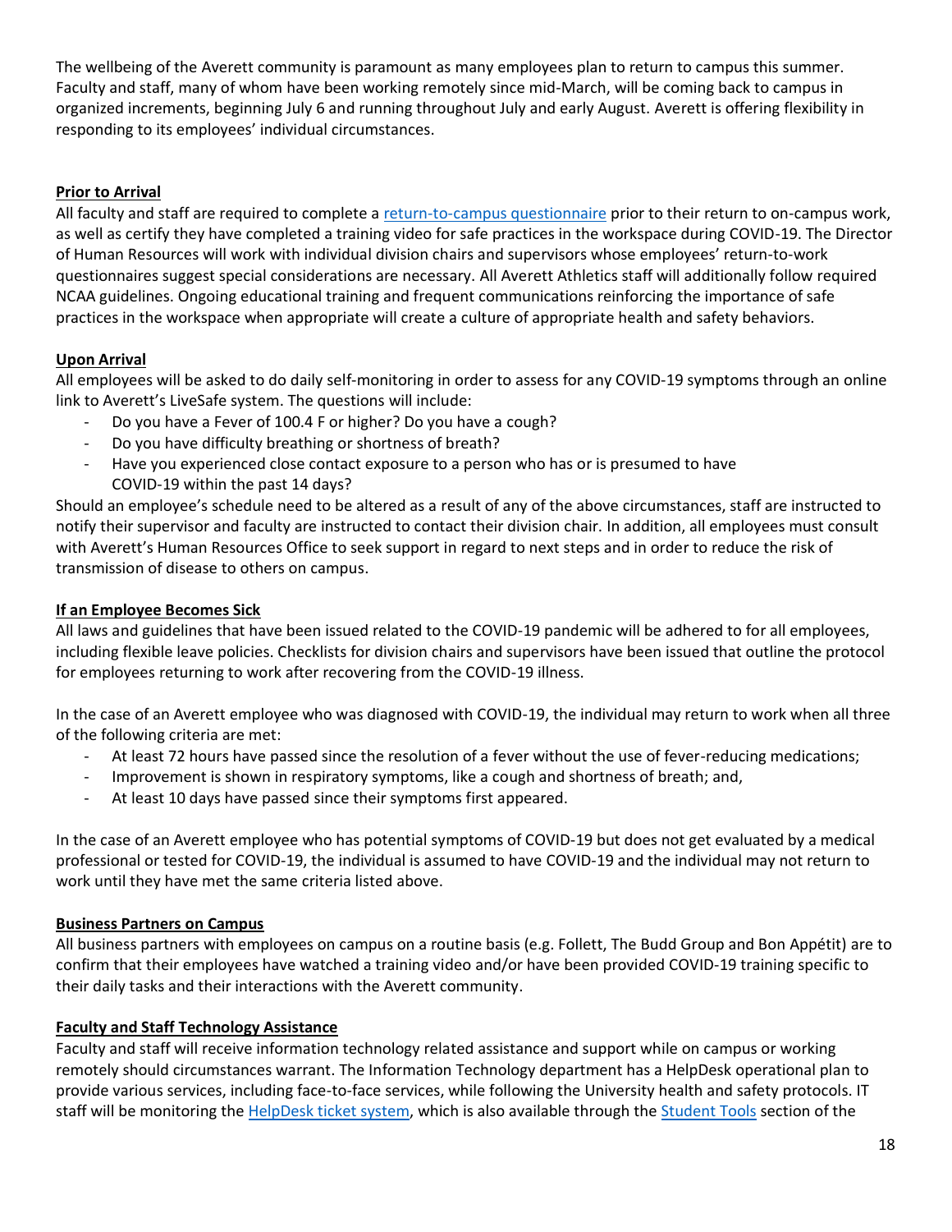The wellbeing of the Averett community is paramount as many employees plan to return to campus this summer. Faculty and staff, many of whom have been working remotely since mid-March, will be coming back to campus in organized increments, beginning July 6 and running throughout July and early August. Averett is offering flexibility in responding to its employees' individual circumstances.

## Prior to Arrival

All faculty and staff are required to complete a [return-to-campus questionnaire] prior to their return to on-campus work, as well as certify they have completed a training video for safe practices in the workspace during COVID-19. The Director of Human Resources will work with individual division chairs and supervisors whose employees' return-to-work questionnaires suggest special considerations are necessary. All Averett Athletics staff will additionally follow required NCAA guidelines. Ongoing educational training and frequent communications reinforcing the importance of safe practices in the workspace when appropriate will create a culture of appropriate health and safety behaviors.

## Upon Arrival

All employees will be asked to do daily self-monitoring in order to assess for any COVID-19 symptoms through an online link to Averett's LiveSafe system. The questions will include:

- Do you have a Fever of 100.4 F or higher? Do you have a cough?
- Do you have difficulty breathing or shortness of breath?
- Have you experienced close contact exposure to a person who has or is presumed to have COVID-19 within the past 14 days?

Should an employee's schedule need to be altered as a result of any of the above circumstances, staff are instructed to notify their supervisor and faculty are instructed to contact their division chair. In addition, all employees must consult with Averett's Human Resources Office to seek support in regard to next steps and in order to reduce the risk of transmission of disease to others on campus.

## If an Employee Becomes Sick

All laws and guidelines that have been issued related to the COVID-19 pandemic will be adhered to for all employees, including flexible leave policies. Checklists for division chairs and supervisors have been issued that outline the protocol for employees returning to work after recovering from the COVID-19 illness.

In the case of an Averett employee who was diagnosed with COVID-19, the individual may return to work when all three of the following criteria are met:

- At least 72 hours have passed since the resolution of a fever without the use of fever-reducing medications;
- Improvement is shown in respiratory symptoms, like a cough and shortness of breath; and,
- At least 10 days have passed since their symptoms first appeared.

In the case of an Averett employee who has potential symptoms of COVID-19 but does not get evaluated by a medical professional or tested for COVID-19, the individual is assumed to have COVID-19 and the individual may not return to work until they have met the same criteria listed above.

## Business Partners on Campus

All business partners with employees on campus on a routine basis (e.g. Follett, The Budd Group and Bon Appétit) are to confirm that their employees have watched a training video and/or have been provided COVID-19 training specific to their daily tasks and their interactions with the Averett community.

## Faculty and Staff Technology Assistance

Faculty and staff will receive information technology related assistance and support while on campus or working remotely should circumstances warrant. The Information Technology department has a HelpDesk operational plan to provide various services, including face-to-face services, while following the University health and safety protocols. IT staff will be monitoring the [HelpDesk ticket system], which is also available through the [Student Tools] section of the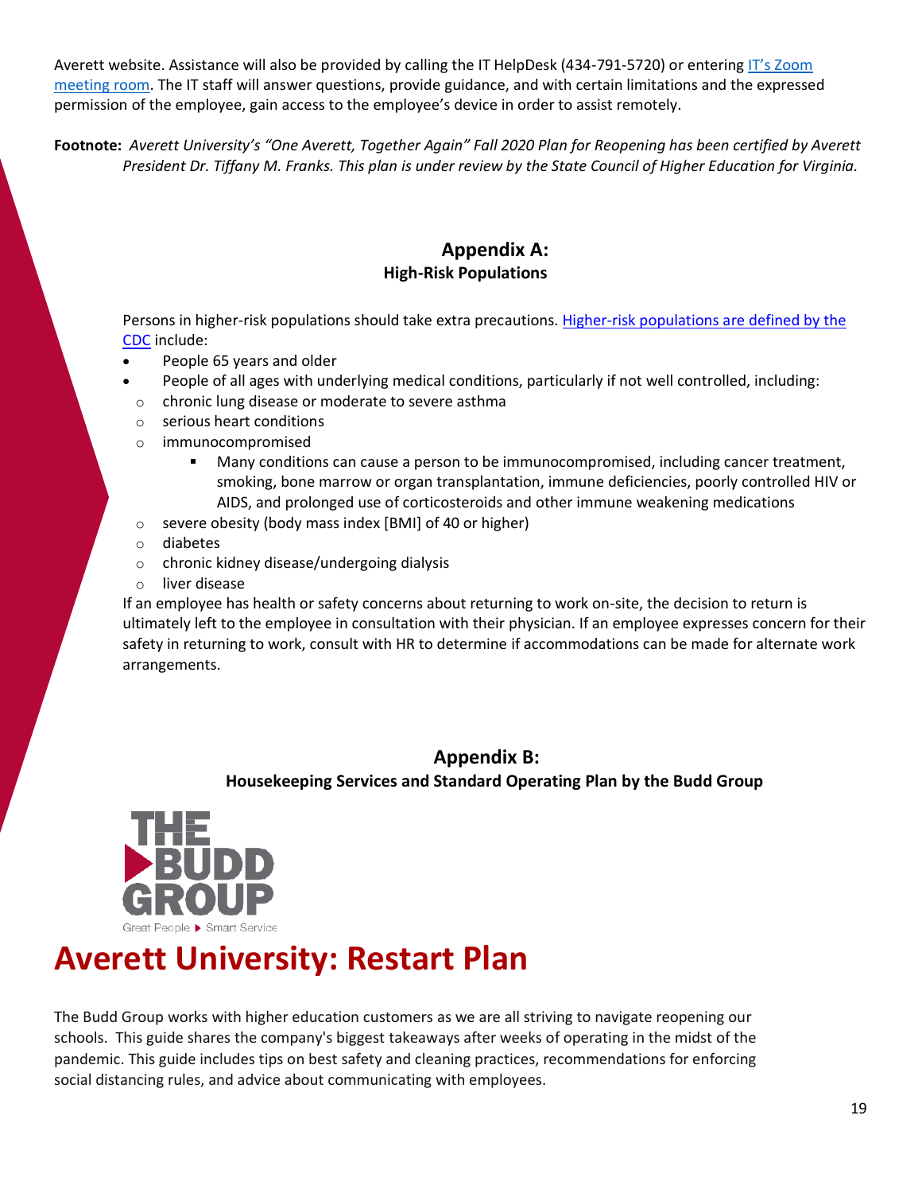Averett website. Assistance will also be provided by calling the IT HelpDesk (434-791-5720) or entering IT's Zoom meeting room. The IT staff will answer questions, provide guidance, and with certain limitations and the expressed permission of the employee, gain access to the employee's device in order to assist remotely.

**Footnote:** *Averett University's "One Averett, Together Again" Fall 2020 Plan for Reopening has been certified by Averett President Dr. Tiffany M. Franks. This plan is under review by the State Council of Higher Education for Virginia.*

## Appendix A:
### High-Risk Populations

Persons in higher-risk populations should take extra precautions. Higher-risk populations are defined by the CDC include:

- People 65 years and older
- People of all ages with underlying medical conditions, particularly if not well controlled, including:
  - chronic lung disease or moderate to severe asthma
  - serious heart conditions
  - immunocompromised
    - Many conditions can cause a person to be immunocompromised, including cancer treatment, smoking, bone marrow or organ transplantation, immune deficiencies, poorly controlled HIV or AIDS, and prolonged use of corticosteroids and other immune weakening medications
  - severe obesity (body mass index [BMI] of 40 or higher)
  - diabetes
  - chronic kidney disease/undergoing dialysis
  - liver disease

If an employee has health or safety concerns about returning to work on-site, the decision to return is ultimately left to the employee in consultation with their physician. If an employee expresses concern for their safety in returning to work, consult with HR to determine if accommodations can be made for alternate work arrangements.

## Appendix B:
### Housekeeping Services and Standard Operating Plan by the Budd Group

THE BUDD GROUP

Great People ▶ Smart Service

# Averett University: Restart Plan

The Budd Group works with higher education customers as we are all striving to navigate reopening our schools. This guide shares the company's biggest takeaways after weeks of operating in the midst of the pandemic. This guide includes tips on best safety and cleaning practices, recommendations for enforcing social distancing rules, and advice about communicating with employees.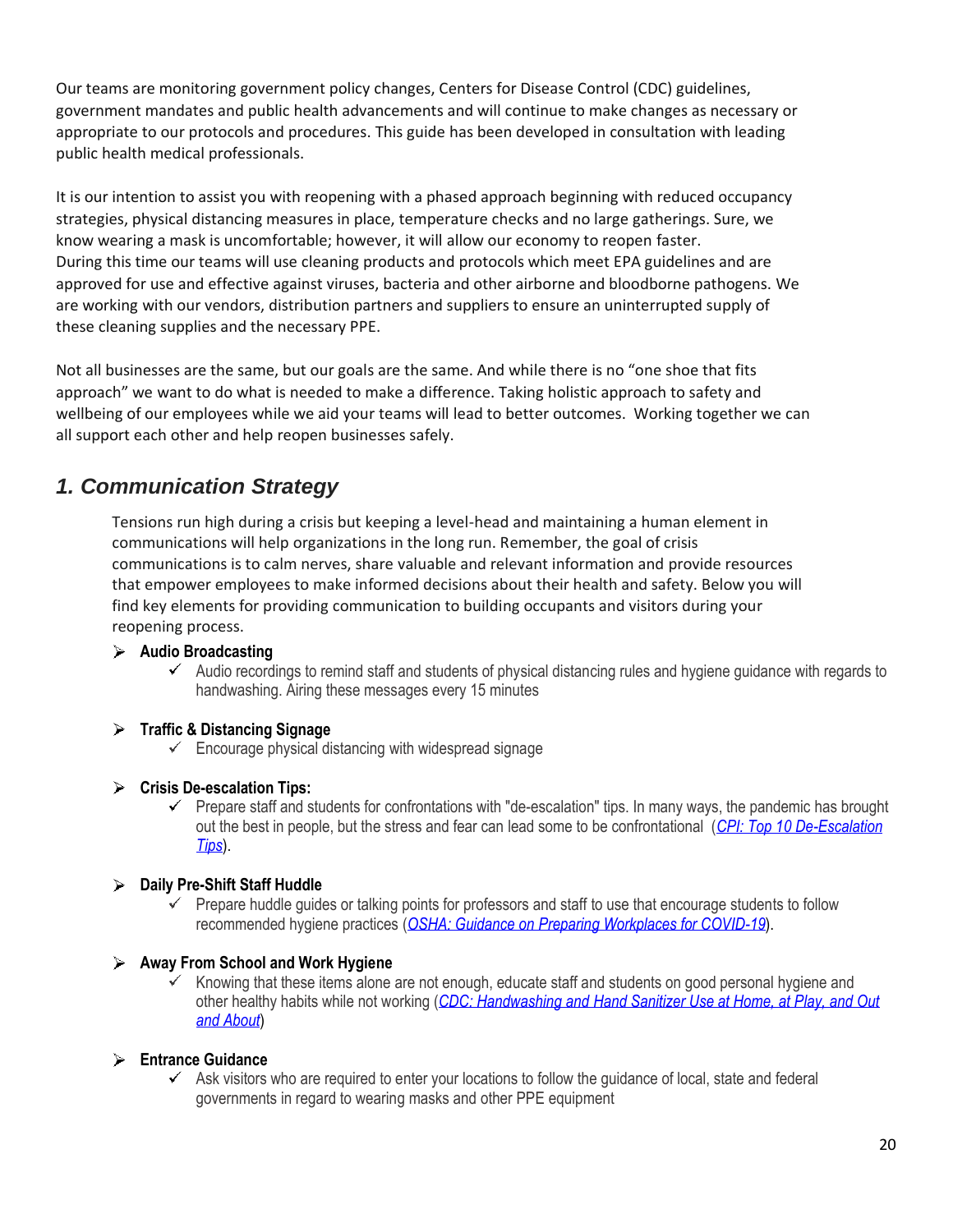Our teams are monitoring government policy changes, Centers for Disease Control (CDC) guidelines, government mandates and public health advancements and will continue to make changes as necessary or appropriate to our protocols and procedures. This guide has been developed in consultation with leading public health medical professionals.

It is our intention to assist you with reopening with a phased approach beginning with reduced occupancy strategies, physical distancing measures in place, temperature checks and no large gatherings. Sure, we know wearing a mask is uncomfortable; however, it will allow our economy to reopen faster.
During this time our teams will use cleaning products and protocols which meet EPA guidelines and are approved for use and effective against viruses, bacteria and other airborne and bloodborne pathogens. We are working with our vendors, distribution partners and suppliers to ensure an uninterrupted supply of these cleaning supplies and the necessary PPE.

Not all businesses are the same, but our goals are the same. And while there is no "one shoe that fits approach" we want to do what is needed to make a difference. Taking holistic approach to safety and wellbeing of our employees while we aid your teams will lead to better outcomes. Working together we can all support each other and help reopen businesses safely.

## *1. Communication Strategy*

Tensions run high during a crisis but keeping a level-head and maintaining a human element in communications will help organizations in the long run. Remember, the goal of crisis communications is to calm nerves, share valuable and relevant information and provide resources that empower employees to make informed decisions about their health and safety. Below you will find key elements for providing communication to building occupants and visitors during your reopening process.

- **Audio Broadcasting**
  - ✓ Audio recordings to remind staff and students of physical distancing rules and hygiene guidance with regards to handwashing. Airing these messages every 15 minutes

- **Traffic & Distancing Signage**
  - ✓ Encourage physical distancing with widespread signage

- **Crisis De-escalation Tips:**
  - ✓ Prepare staff and students for confrontations with "de-escalation" tips. In many ways, the pandemic has brought out the best in people, but the stress and fear can lead some to be confrontational (*CPI: Top 10 De-Escalation Tips*).

- **Daily Pre-Shift Staff Huddle**
  - ✓ Prepare huddle guides or talking points for professors and staff to use that encourage students to follow recommended hygiene practices (*OSHA: Guidance on Preparing Workplaces for COVID-19*).

- **Away From School and Work Hygiene**
  - ✓ Knowing that these items alone are not enough, educate staff and students on good personal hygiene and other healthy habits while not working (*CDC: Handwashing and Hand Sanitizer Use at Home, at Play, and Out and About*)

- **Entrance Guidance**
  - ✓ Ask visitors who are required to enter your locations to follow the guidance of local, state and federal governments in regard to wearing masks and other PPE equipment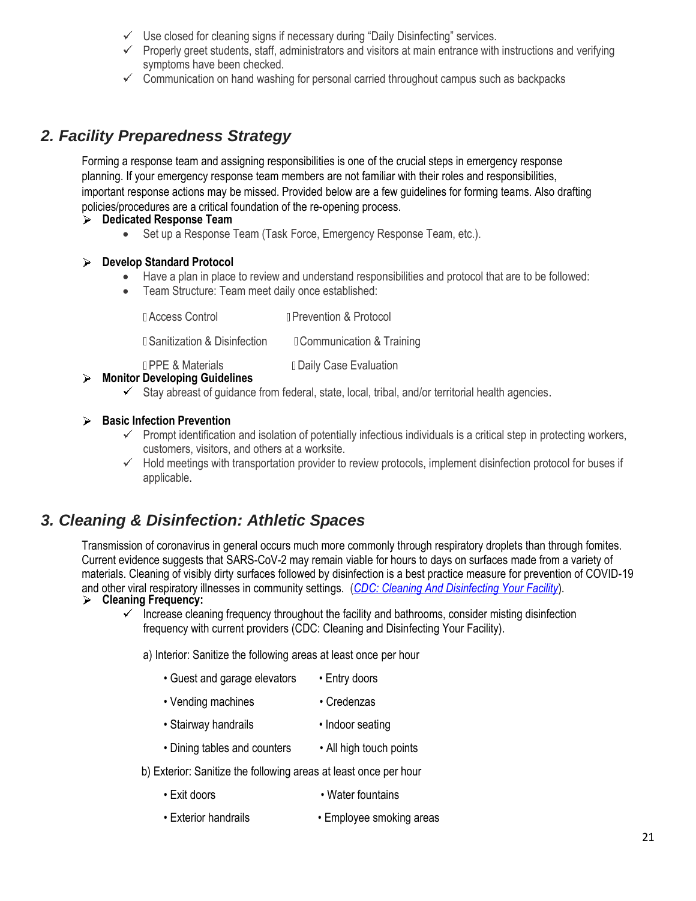- ✓ Use closed for cleaning signs if necessary during "Daily Disinfecting" services.
- ✓ Properly greet students, staff, administrators and visitors at main entrance with instructions and verifying symptoms have been checked.
- ✓ Communication on hand washing for personal carried throughout campus such as backpacks

## *2. Facility Preparedness Strategy*

Forming a response team and assigning responsibilities is one of the crucial steps in emergency response planning. If your emergency response team members are not familiar with their roles and responsibilities, important response actions may be missed. Provided below are a few guidelines for forming teams. Also drafting policies/procedures are a critical foundation of the re-opening process.

- **Dedicated Response Team**
  - Set up a Response Team (Task Force, Emergency Response Team, etc.).

- **Develop Standard Protocol**
  - Have a plan in place to review and understand responsibilities and protocol that are to be followed:
  - Team Structure: Team meet daily once established:

    - Access Control
    - Prevention & Protocol
    - Sanitization & Disinfection
    - Communication & Training
    - PPE & Materials
    - Daily Case Evaluation

- **Monitor Developing Guidelines**
  - ✓ Stay abreast of guidance from federal, state, local, tribal, and/or territorial health agencies.

- **Basic Infection Prevention**
  - ✓ Prompt identification and isolation of potentially infectious individuals is a critical step in protecting workers, customers, visitors, and others at a worksite.
  - ✓ Hold meetings with transportation provider to review protocols, implement disinfection protocol for buses if applicable.

## *3. Cleaning & Disinfection: Athletic Spaces*

Transmission of coronavirus in general occurs much more commonly through respiratory droplets than through fomites. Current evidence suggests that SARS-CoV-2 may remain viable for hours to days on surfaces made from a variety of materials. Cleaning of visibly dirty surfaces followed by disinfection is a best practice measure for prevention of COVID-19 and other viral respiratory illnesses in community settings. (*CDC: Cleaning And Disinfecting Your Facility*).

- **Cleaning Frequency:**
  - ✓ Increase cleaning frequency throughout the facility and bathrooms, consider misting disinfection frequency with current providers (CDC: Cleaning and Disinfecting Your Facility).

    a) Interior: Sanitize the following areas at least once per hour

    - Guest and garage elevators
    - Entry doors
    - Vending machines
    - Credenzas
    - Stairway handrails
    - Indoor seating
    - Dining tables and counters
    - All high touch points

    b) Exterior: Sanitize the following areas at least once per hour

    - Exit doors
    - Water fountains
    - Exterior handrails
    - Employee smoking areas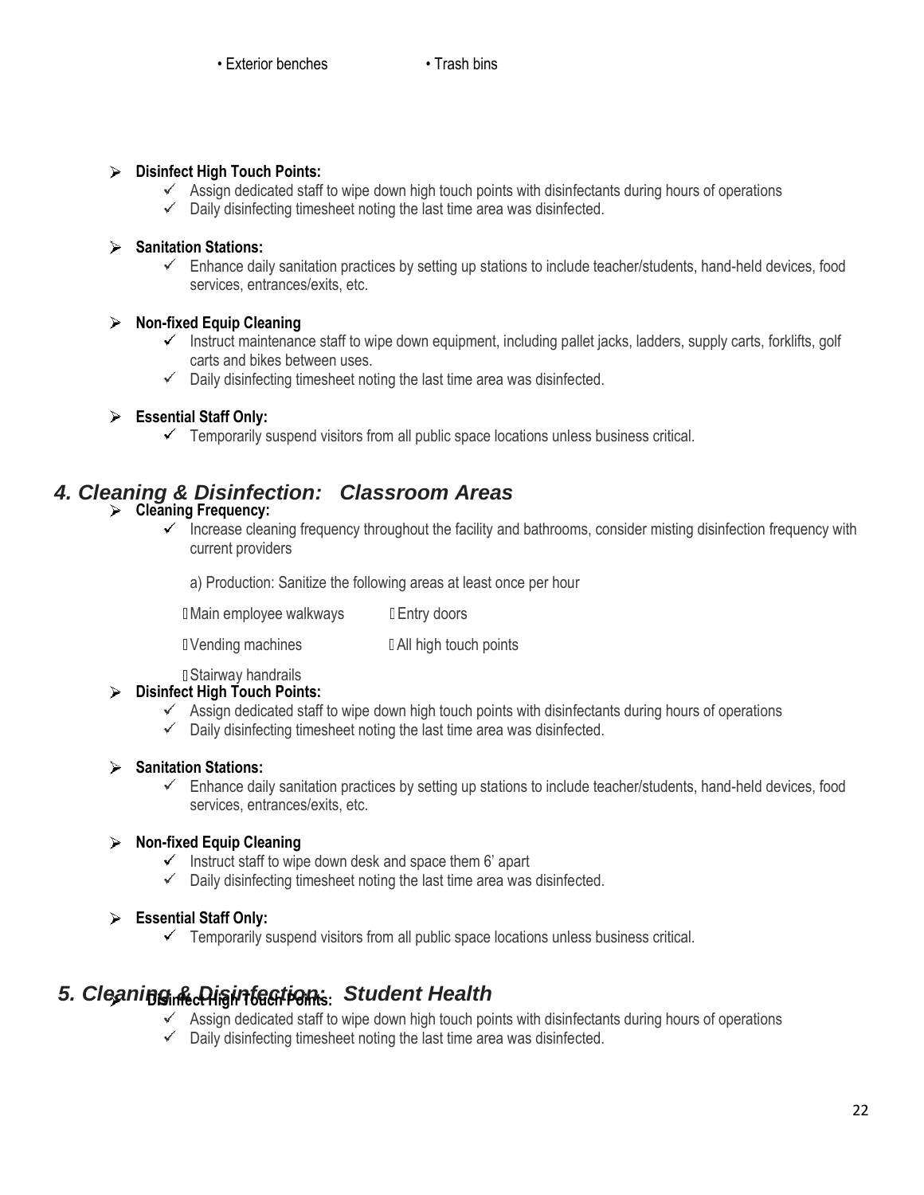- Exterior benches
- Trash bins

- **Disinfect High Touch Points:**
  - ✓ Assign dedicated staff to wipe down high touch points with disinfectants during hours of operations
  - ✓ Daily disinfecting timesheet noting the last time area was disinfected.

- **Sanitation Stations:**
  - ✓ Enhance daily sanitation practices by setting up stations to include teacher/students, hand-held devices, food services, entrances/exits, etc.

- **Non-fixed Equip Cleaning**
  - ✓ Instruct maintenance staff to wipe down equipment, including pallet jacks, ladders, supply carts, forklifts, golf carts and bikes between uses.
  - ✓ Daily disinfecting timesheet noting the last time area was disinfected.

- **Essential Staff Only:**
  - ✓ Temporarily suspend visitors from all public space locations unless business critical.

## *4. Cleaning & Disinfection: Classroom Areas*

- **Cleaning Frequency:**
  - ✓ Increase cleaning frequency throughout the facility and bathrooms, consider misting disinfection frequency with current providers

    a) Production: Sanitize the following areas at least once per hour

    - Main employee walkways
    - Entry doors
    - Vending machines
    - All high touch points
    - Stairway handrails

- **Disinfect High Touch Points:**
  - ✓ Assign dedicated staff to wipe down high touch points with disinfectants during hours of operations
  - ✓ Daily disinfecting timesheet noting the last time area was disinfected.

- **Sanitation Stations:**
  - ✓ Enhance daily sanitation practices by setting up stations to include teacher/students, hand-held devices, food services, entrances/exits, etc.

- **Non-fixed Equip Cleaning**
  - ✓ Instruct staff to wipe down desk and space them 6' apart
  - ✓ Daily disinfecting timesheet noting the last time area was disinfected.

- **Essential Staff Only:**
  - ✓ Temporarily suspend visitors from all public space locations unless business critical.

## *5. Cleaning & Disinfection: Student Health*

- **Disinfect High Touch Points:**
  - ✓ Assign dedicated staff to wipe down high touch points with disinfectants during hours of operations
  - ✓ Daily disinfecting timesheet noting the last time area was disinfected.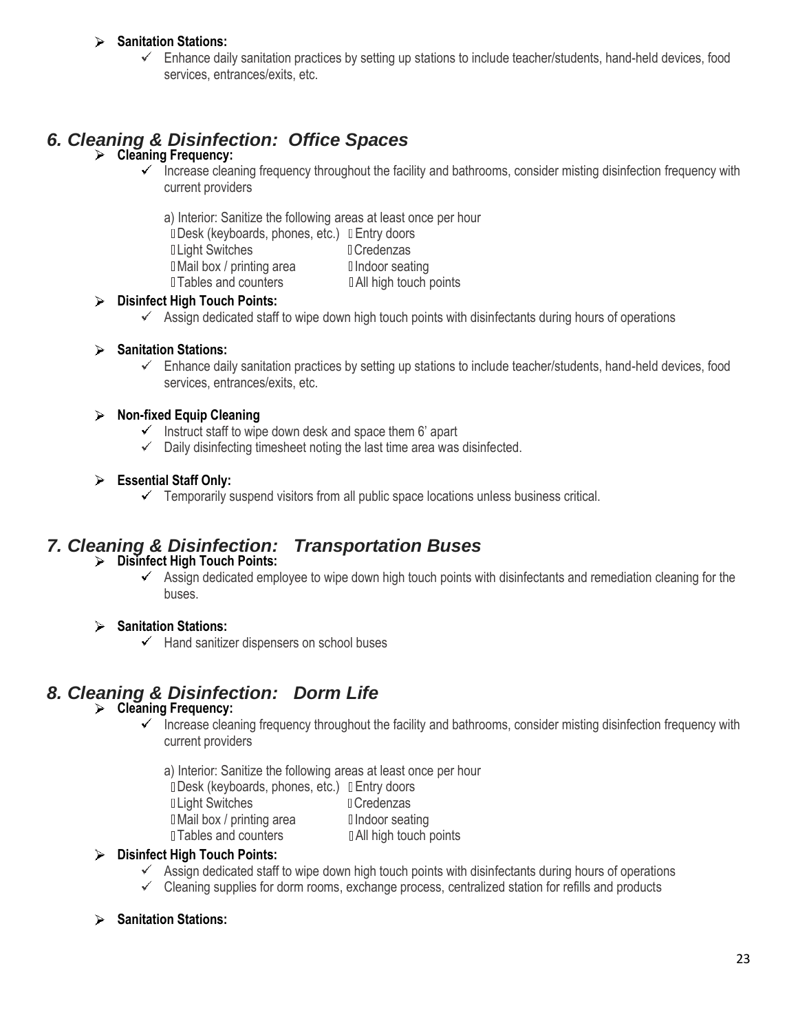- **Sanitation Stations:**
  - ✓ Enhance daily sanitation practices by setting up stations to include teacher/students, hand-held devices, food services, entrances/exits, etc.

## *6. Cleaning & Disinfection: Office Spaces*

- **Cleaning Frequency:**
  - ✓ Increase cleaning frequency throughout the facility and bathrooms, consider misting disinfection frequency with current providers

    a) Interior: Sanitize the following areas at least once per hour

    - Desk (keyboards, phones, etc.)
    - Entry doors
    - Light Switches
    - Credenzas
    - Mail box / printing area
    - Indoor seating
    - Tables and counters
    - All high touch points

- **Disinfect High Touch Points:**
  - ✓ Assign dedicated staff to wipe down high touch points with disinfectants during hours of operations

- **Sanitation Stations:**
  - ✓ Enhance daily sanitation practices by setting up stations to include teacher/students, hand-held devices, food services, entrances/exits, etc.

- **Non-fixed Equip Cleaning**
  - ✓ Instruct staff to wipe down desk and space them 6' apart
  - ✓ Daily disinfecting timesheet noting the last time area was disinfected.

- **Essential Staff Only:**
  - ✓ Temporarily suspend visitors from all public space locations unless business critical.

## *7. Cleaning & Disinfection: Transportation Buses*

- **Disinfect High Touch Points:**
  - ✓ Assign dedicated employee to wipe down high touch points with disinfectants and remediation cleaning for the buses.

- **Sanitation Stations:**
  - ✓ Hand sanitizer dispensers on school buses

## *8. Cleaning & Disinfection: Dorm Life*

- **Cleaning Frequency:**
  - ✓ Increase cleaning frequency throughout the facility and bathrooms, consider misting disinfection frequency with current providers

    a) Interior: Sanitize the following areas at least once per hour

    - Desk (keyboards, phones, etc.)
    - Entry doors
    - Light Switches
    - Credenzas
    - Mail box / printing area
    - Indoor seating
    - Tables and counters
    - All high touch points

- **Disinfect High Touch Points:**
  - ✓ Assign dedicated staff to wipe down high touch points with disinfectants during hours of operations
  - ✓ Cleaning supplies for dorm rooms, exchange process, centralized station for refills and products

- **Sanitation Stations:**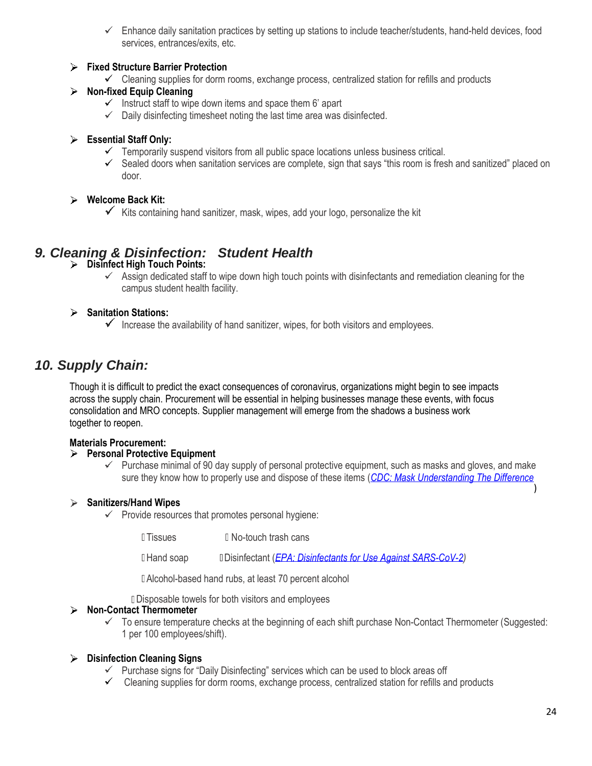- ✓ Enhance daily sanitation practices by setting up stations to include teacher/students, hand-held devices, food services, entrances/exits, etc.

- **Fixed Structure Barrier Protection**
  - ✓ Cleaning supplies for dorm rooms, exchange process, centralized station for refills and products
- **Non-fixed Equip Cleaning**
  - ✓ Instruct staff to wipe down items and space them 6' apart
  - ✓ Daily disinfecting timesheet noting the last time area was disinfected.

- **Essential Staff Only:**
  - ✓ Temporarily suspend visitors from all public space locations unless business critical.
  - ✓ Sealed doors when sanitation services are complete, sign that says "this room is fresh and sanitized" placed on door.

- **Welcome Back Kit:**
  - ✓ Kits containing hand sanitizer, mask, wipes, add your logo, personalize the kit

## *9. Cleaning & Disinfection: Student Health*

- **Disinfect High Touch Points:**
  - ✓ Assign dedicated staff to wipe down high touch points with disinfectants and remediation cleaning for the campus student health facility.

- **Sanitation Stations:**
  - ✓ Increase the availability of hand sanitizer, wipes, for both visitors and employees.

## *10. Supply Chain:*

Though it is difficult to predict the exact consequences of coronavirus, organizations might begin to see impacts across the supply chain. Procurement will be essential in helping businesses manage these events, with focus consolidation and MRO concepts. Supplier management will emerge from the shadows a business work together to reopen.

**Materials Procurement:**

- **Personal Protective Equipment**
  - ✓ Purchase minimal of 90 day supply of personal protective equipment, such as masks and gloves, and make sure they know how to properly use and dispose of these items (*CDC: Mask Understanding The Difference*)

- **Sanitizers/Hand Wipes**
  - ✓ Provide resources that promotes personal hygiene:
    - Tissues
    - No-touch trash cans
    - Hand soap
    - Disinfectant (*EPA: Disinfectants for Use Against SARS-CoV-2*)
    - Alcohol-based hand rubs, at least 70 percent alcohol
    - Disposable towels for both visitors and employees
- **Non-Contact Thermometer**
  - ✓ To ensure temperature checks at the beginning of each shift purchase Non-Contact Thermometer (Suggested: 1 per 100 employees/shift).

- **Disinfection Cleaning Signs**
  - ✓ Purchase signs for "Daily Disinfecting" services which can be used to block areas off
  - ✓ Cleaning supplies for dorm rooms, exchange process, centralized station for refills and products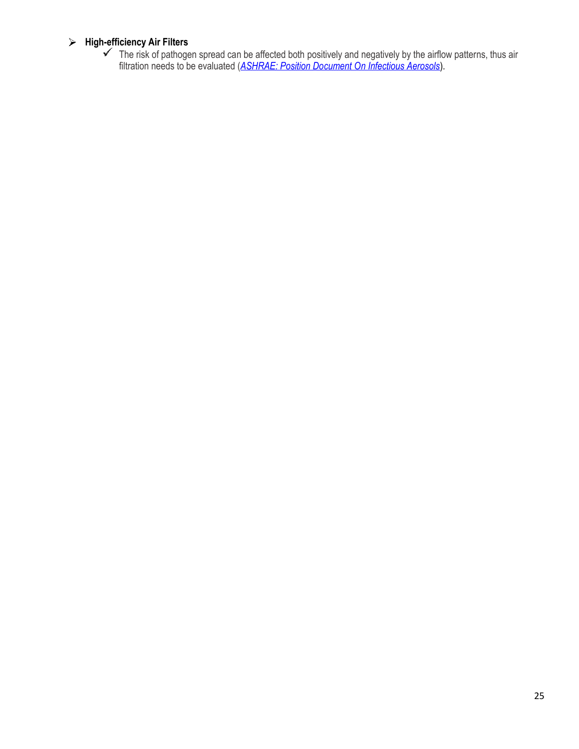- **High-efficiency Air Filters**
  - The risk of pathogen spread can be affected both positively and negatively by the airflow patterns, thus air filtration needs to be evaluated (*[ASHRAE: Position Document On Infectious Aerosols]*).